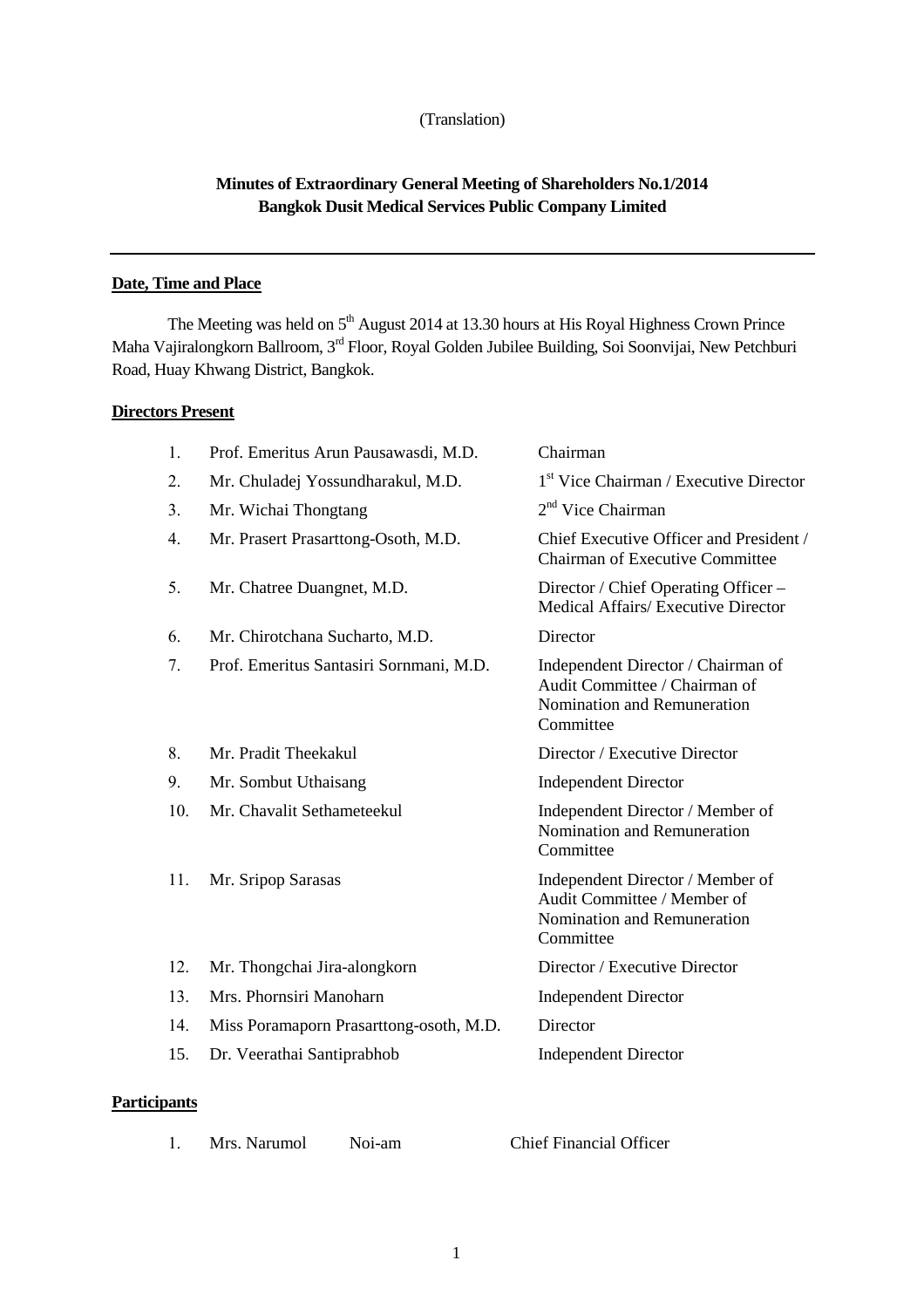(Translation)

# Minutes of Extraordinary General Meeting of Shareholders No.1/2014
# Bangkok Dusit Medical Services Public Company Limited

---

## Date, Time and Place

The Meeting was held on 5th August 2014 at 13.30 hours at His Royal Highness Crown Prince Maha Vajiralongkorn Ballroom, 3rd Floor, Royal Golden Jubilee Building, Soi Soonvijai, New Petchburi Road, Huay Khwang District, Bangkok.

## Directors Present

| No. | Name | Position |
|---|---|---|
| 1. | Prof. Emeritus Arun Pausawasdi, M.D. | Chairman |
| 2. | Mr. Chuladej Yossundharakul, M.D. | 1st Vice Chairman / Executive Director |
| 3. | Mr. Wichai Thongtang | 2nd Vice Chairman |
| 4. | Mr. Prasert Prasarttong-Osoth, M.D. | Chief Executive Officer and President / Chairman of Executive Committee |
| 5. | Mr. Chatree Duangnet, M.D. | Director / Chief Operating Officer – Medical Affairs/ Executive Director |
| 6. | Mr. Chirotchana Sucharto, M.D. | Director |
| 7. | Prof. Emeritus Santasiri Sornmani, M.D. | Independent Director / Chairman of Audit Committee / Chairman of Nomination and Remuneration Committee |
| 8. | Mr. Pradit Theekakul | Director / Executive Director |
| 9. | Mr. Sombut Uthaisang | Independent Director |
| 10. | Mr. Chavalit Sethameteekul | Independent Director / Member of Nomination and Remuneration Committee |
| 11. | Mr. Sripop Sarasas | Independent Director / Member of Audit Committee / Member of Nomination and Remuneration Committee |
| 12. | Mr. Thongchai Jira-alongkorn | Director / Executive Director |
| 13. | Mrs. Phornsiri Manoharn | Independent Director |
| 14. | Miss Poramaporn Prasarttong-osoth, M.D. | Director |
| 15. | Dr. Veerathai Santiprabhob | Independent Director |

## Participants

| No. | Name | Position |
|---|---|---|
| 1. | Mrs. Narumol Noi-am | Chief Financial Officer |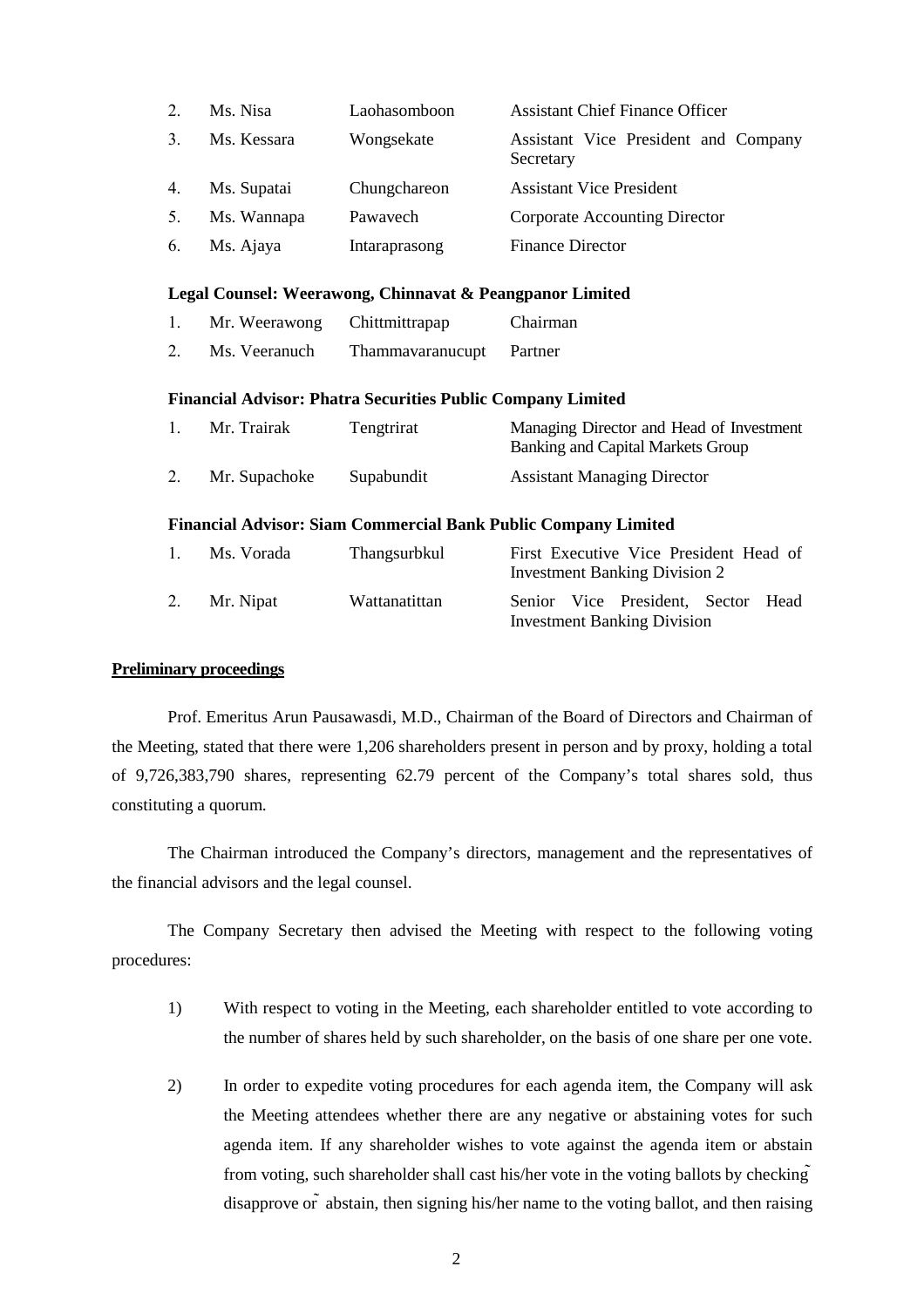| | | | |
|---|---|---|---|
| 2. | Ms. Nisa | Laohasomboon | Assistant Chief Finance Officer |
| 3. | Ms. Kessara | Wongsekate | Assistant Vice President and Company Secretary |
| 4. | Ms. Supatai | Chungchareon | Assistant Vice President |
| 5. | Ms. Wannapa | Pawavech | Corporate Accounting Director |
| 6. | Ms. Ajaya | Intaraprasong | Finance Director |

**Legal Counsel: Weerawong, Chinnavat & Peangpanor Limited**

| | | | |
|---|---|---|---|
| 1. | Mr. Weerawong | Chittmittrapap | Chairman |
| 2. | Ms. Veeranuch | Thammavaranucupt | Partner |

**Financial Advisor: Phatra Securities Public Company Limited**

| | | | |
|---|---|---|---|
| 1. | Mr. Trairak | Tengtrirat | Managing Director and Head of Investment Banking and Capital Markets Group |
| 2. | Mr. Supachoke | Supabundit | Assistant Managing Director |

**Financial Advisor: Siam Commercial Bank Public Company Limited**

| | | | |
|---|---|---|---|
| 1. | Ms. Vorada | Thangsurbkul | First Executive Vice President Head of Investment Banking Division 2 |
| 2. | Mr. Nipat | Wattanatittan | Senior Vice President, Sector Head Investment Banking Division |

**Preliminary proceedings**

Prof. Emeritus Arun Pausawasdi, M.D., Chairman of the Board of Directors and Chairman of the Meeting, stated that there were 1,206 shareholders present in person and by proxy, holding a total of 9,726,383,790 shares, representing 62.79 percent of the Company's total shares sold, thus constituting a quorum.

The Chairman introduced the Company's directors, management and the representatives of the financial advisors and the legal counsel.

The Company Secretary then advised the Meeting with respect to the following voting procedures:

1) With respect to voting in the Meeting, each shareholder entitled to vote according to the number of shares held by such shareholder, on the basis of one share per one vote.

2) In order to expedite voting procedures for each agenda item, the Company will ask the Meeting attendees whether there are any negative or abstaining votes for such agenda item. If any shareholder wishes to vote against the agenda item or abstain from voting, such shareholder shall cast his/her vote in the voting ballots by checking disapprove or abstain, then signing his/her name to the voting ballot, and then raising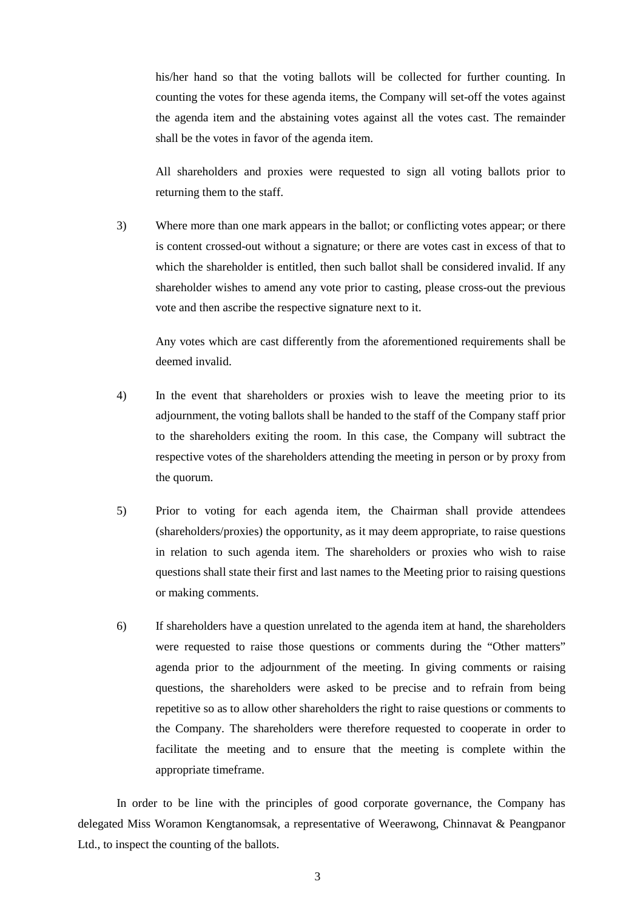his/her hand so that the voting ballots will be collected for further counting. In counting the votes for these agenda items, the Company will set-off the votes against the agenda item and the abstaining votes against all the votes cast. The remainder shall be the votes in favor of the agenda item.

All shareholders and proxies were requested to sign all voting ballots prior to returning them to the staff.

3) Where more than one mark appears in the ballot; or conflicting votes appear; or there is content crossed-out without a signature; or there are votes cast in excess of that to which the shareholder is entitled, then such ballot shall be considered invalid. If any shareholder wishes to amend any vote prior to casting, please cross-out the previous vote and then ascribe the respective signature next to it.

   Any votes which are cast differently from the aforementioned requirements shall be deemed invalid.

4) In the event that shareholders or proxies wish to leave the meeting prior to its adjournment, the voting ballots shall be handed to the staff of the Company staff prior to the shareholders exiting the room. In this case, the Company will subtract the respective votes of the shareholders attending the meeting in person or by proxy from the quorum.

5) Prior to voting for each agenda item, the Chairman shall provide attendees (shareholders/proxies) the opportunity, as it may deem appropriate, to raise questions in relation to such agenda item. The shareholders or proxies who wish to raise questions shall state their first and last names to the Meeting prior to raising questions or making comments.

6) If shareholders have a question unrelated to the agenda item at hand, the shareholders were requested to raise those questions or comments during the "Other matters" agenda prior to the adjournment of the meeting. In giving comments or raising questions, the shareholders were asked to be precise and to refrain from being repetitive so as to allow other shareholders the right to raise questions or comments to the Company. The shareholders were therefore requested to cooperate in order to facilitate the meeting and to ensure that the meeting is complete within the appropriate timeframe.

In order to be line with the principles of good corporate governance, the Company has delegated Miss Woramon Kengtanomsak, a representative of Weerawong, Chinnavat & Peangpanor Ltd., to inspect the counting of the ballots.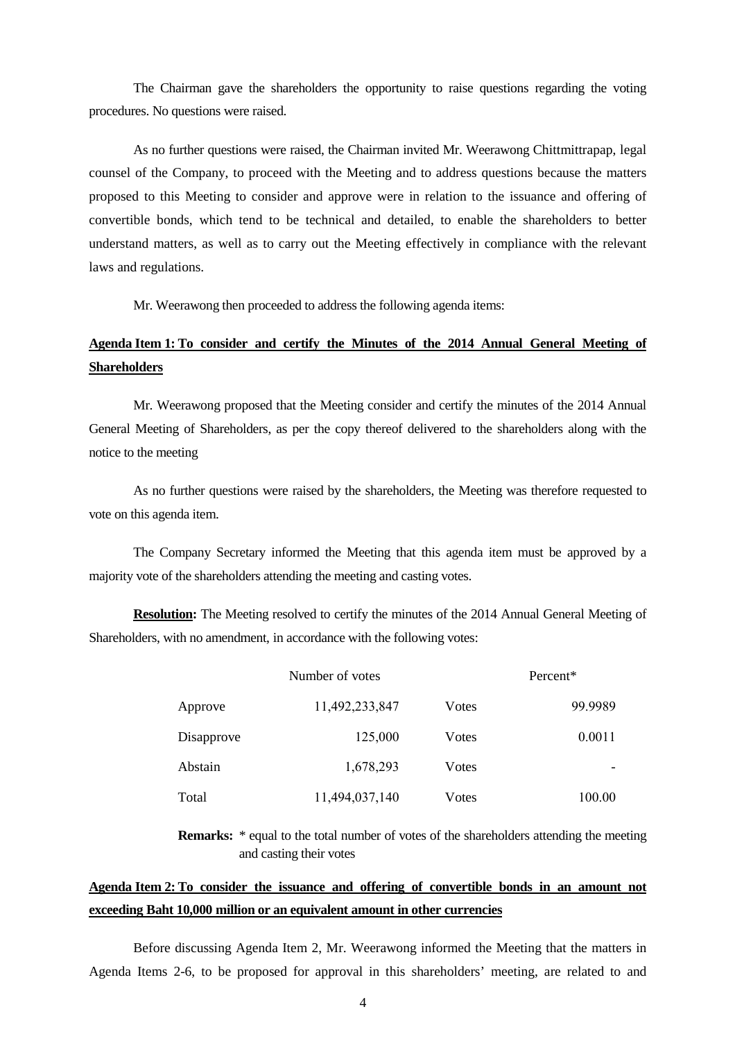The Chairman gave the shareholders the opportunity to raise questions regarding the voting procedures. No questions were raised.

As no further questions were raised, the Chairman invited Mr. Weerawong Chittmittrapap, legal counsel of the Company, to proceed with the Meeting and to address questions because the matters proposed to this Meeting to consider and approve were in relation to the issuance and offering of convertible bonds, which tend to be technical and detailed, to enable the shareholders to better understand matters, as well as to carry out the Meeting effectively in compliance with the relevant laws and regulations.

Mr. Weerawong then proceeded to address the following agenda items:

**Agenda Item 1: To consider and certify the Minutes of the 2014 Annual General Meeting of Shareholders**

Mr. Weerawong proposed that the Meeting consider and certify the minutes of the 2014 Annual General Meeting of Shareholders, as per the copy thereof delivered to the shareholders along with the notice to the meeting

As no further questions were raised by the shareholders, the Meeting was therefore requested to vote on this agenda item.

The Company Secretary informed the Meeting that this agenda item must be approved by a majority vote of the shareholders attending the meeting and casting votes.

**Resolution:** The Meeting resolved to certify the minutes of the 2014 Annual General Meeting of Shareholders, with no amendment, in accordance with the following votes:

| | Number of votes | | Percent* |
|---|---|---|---|
| Approve | 11,492,233,847 | Votes | 99.9989 |
| Disapprove | 125,000 | Votes | 0.0011 |
| Abstain | 1,678,293 | Votes | - |
| Total | 11,494,037,140 | Votes | 100.00 |

**Remarks:** * equal to the total number of votes of the shareholders attending the meeting and casting their votes

**Agenda Item 2: To consider the issuance and offering of convertible bonds in an amount not exceeding Baht 10,000 million or an equivalent amount in other currencies**

Before discussing Agenda Item 2, Mr. Weerawong informed the Meeting that the matters in Agenda Items 2-6, to be proposed for approval in this shareholders' meeting, are related to and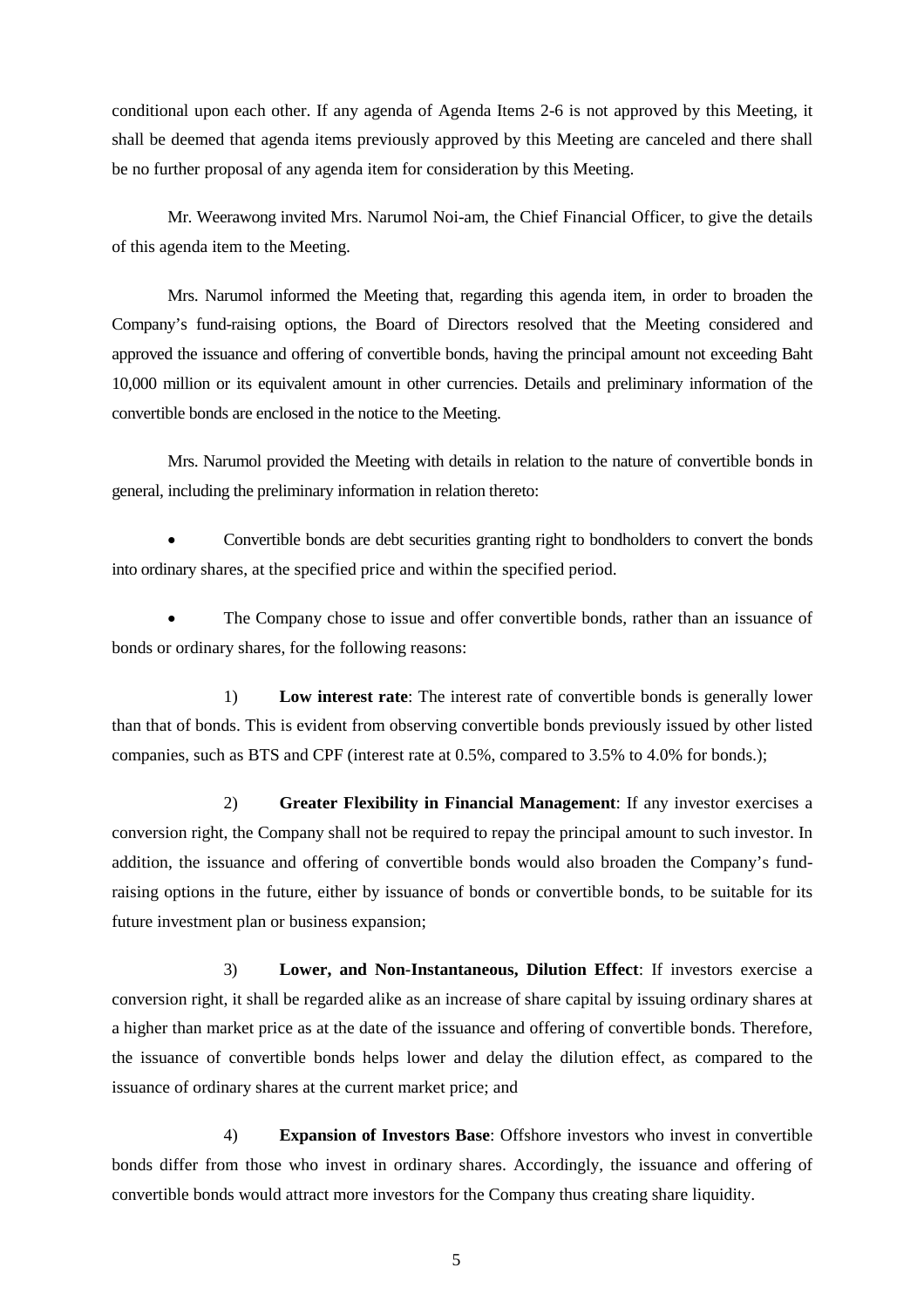conditional upon each other. If any agenda of Agenda Items 2-6 is not approved by this Meeting, it shall be deemed that agenda items previously approved by this Meeting are canceled and there shall be no further proposal of any agenda item for consideration by this Meeting.

Mr. Weerawong invited Mrs. Narumol Noi-am, the Chief Financial Officer, to give the details of this agenda item to the Meeting.

Mrs. Narumol informed the Meeting that, regarding this agenda item, in order to broaden the Company's fund-raising options, the Board of Directors resolved that the Meeting considered and approved the issuance and offering of convertible bonds, having the principal amount not exceeding Baht 10,000 million or its equivalent amount in other currencies. Details and preliminary information of the convertible bonds are enclosed in the notice to the Meeting.

Mrs. Narumol provided the Meeting with details in relation to the nature of convertible bonds in general, including the preliminary information in relation thereto:

- Convertible bonds are debt securities granting right to bondholders to convert the bonds into ordinary shares, at the specified price and within the specified period.

- The Company chose to issue and offer convertible bonds, rather than an issuance of bonds or ordinary shares, for the following reasons:

  1) **Low interest rate**: The interest rate of convertible bonds is generally lower than that of bonds. This is evident from observing convertible bonds previously issued by other listed companies, such as BTS and CPF (interest rate at 0.5%, compared to 3.5% to 4.0% for bonds.);

  2) **Greater Flexibility in Financial Management**: If any investor exercises a conversion right, the Company shall not be required to repay the principal amount to such investor. In addition, the issuance and offering of convertible bonds would also broaden the Company's fund-raising options in the future, either by issuance of bonds or convertible bonds, to be suitable for its future investment plan or business expansion;

  3) **Lower, and Non-Instantaneous, Dilution Effect**: If investors exercise a conversion right, it shall be regarded alike as an increase of share capital by issuing ordinary shares at a higher than market price as at the date of the issuance and offering of convertible bonds. Therefore, the issuance of convertible bonds helps lower and delay the dilution effect, as compared to the issuance of ordinary shares at the current market price; and

  4) **Expansion of Investors Base**: Offshore investors who invest in convertible bonds differ from those who invest in ordinary shares. Accordingly, the issuance and offering of convertible bonds would attract more investors for the Company thus creating share liquidity.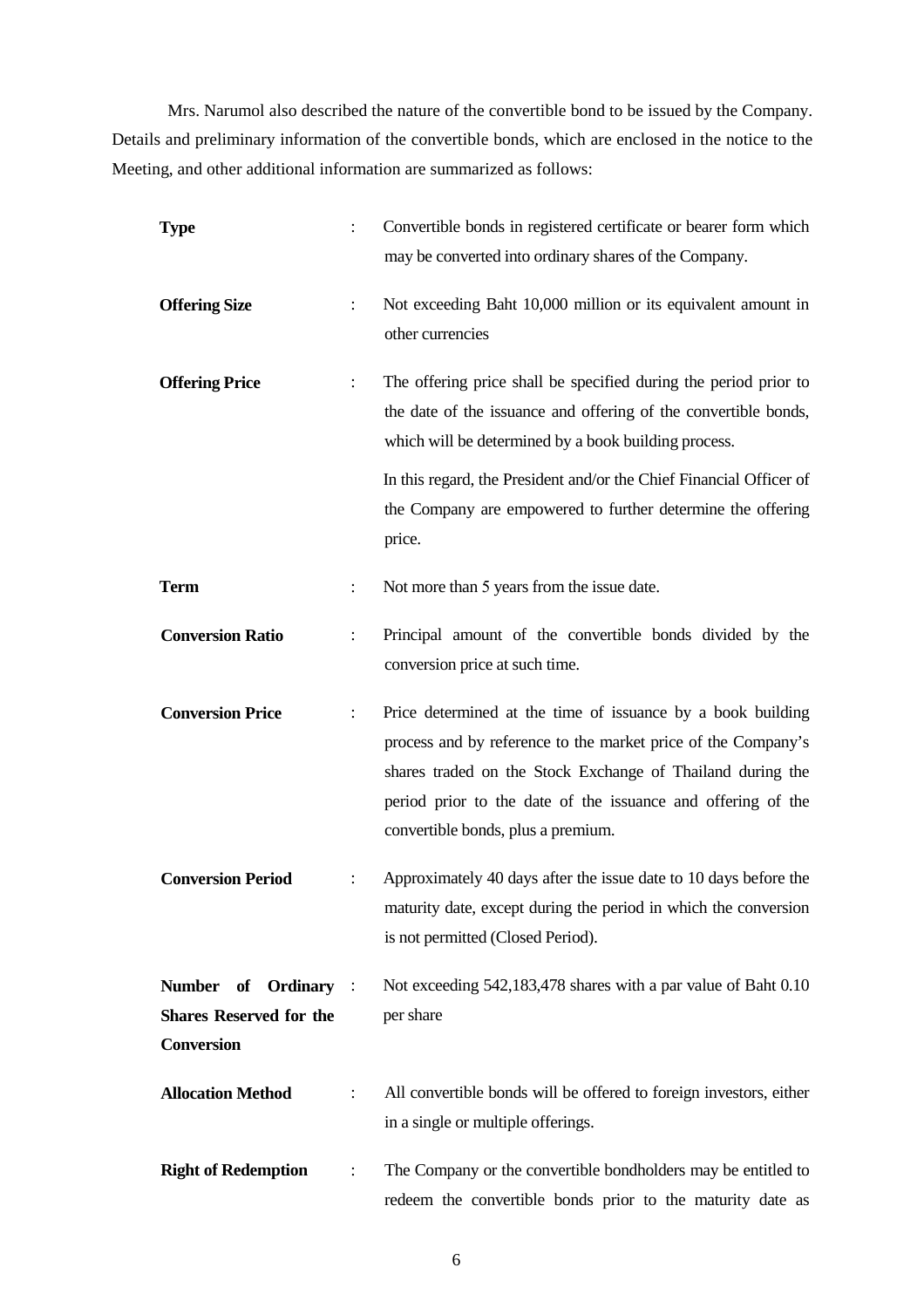Mrs. Narumol also described the nature of the convertible bond to be issued by the Company. Details and preliminary information of the convertible bonds, which are enclosed in the notice to the Meeting, and other additional information are summarized as follows:

| | | |
|---|---|---|
| **Type** | : | Convertible bonds in registered certificate or bearer form which may be converted into ordinary shares of the Company. |
| **Offering Size** | : | Not exceeding Baht 10,000 million or its equivalent amount in other currencies |
| **Offering Price** | : | The offering price shall be specified during the period prior to the date of the issuance and offering of the convertible bonds, which will be determined by a book building process.<br><br>In this regard, the President and/or the Chief Financial Officer of the Company are empowered to further determine the offering price. |
| **Term** | : | Not more than 5 years from the issue date. |
| **Conversion Ratio** | : | Principal amount of the convertible bonds divided by the conversion price at such time. |
| **Conversion Price** | : | Price determined at the time of issuance by a book building process and by reference to the market price of the Company's shares traded on the Stock Exchange of Thailand during the period prior to the date of the issuance and offering of the convertible bonds, plus a premium. |
| **Conversion Period** | : | Approximately 40 days after the issue date to 10 days before the maturity date, except during the period in which the conversion is not permitted (Closed Period). |
| **Number of Ordinary Shares Reserved for the Conversion** | : | Not exceeding 542,183,478 shares with a par value of Baht 0.10 per share |
| **Allocation Method** | : | All convertible bonds will be offered to foreign investors, either in a single or multiple offerings. |
| **Right of Redemption** | : | The Company or the convertible bondholders may be entitled to redeem the convertible bonds prior to the maturity date as |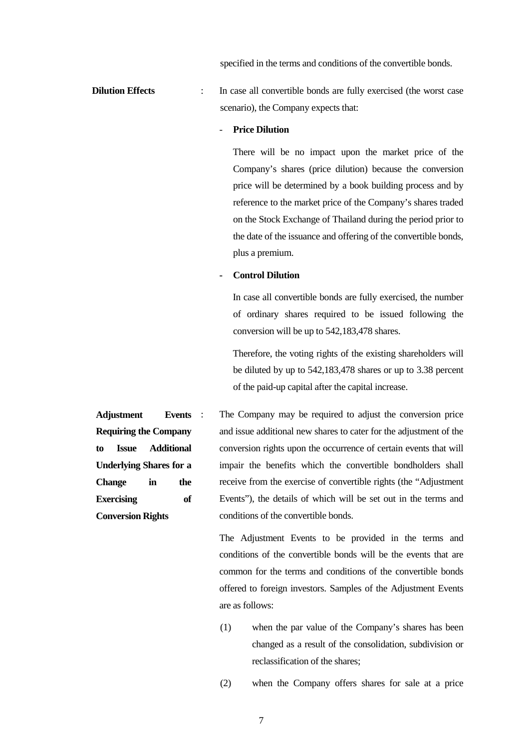specified in the terms and conditions of the convertible bonds.

**Dilution Effects** : In case all convertible bonds are fully exercised (the worst case scenario), the Company expects that:

- **Price Dilution**

  There will be no impact upon the market price of the Company's shares (price dilution) because the conversion price will be determined by a book building process and by reference to the market price of the Company's shares traded on the Stock Exchange of Thailand during the period prior to the date of the issuance and offering of the convertible bonds, plus a premium.

- **Control Dilution**

  In case all convertible bonds are fully exercised, the number of ordinary shares required to be issued following the conversion will be up to 542,183,478 shares.

  Therefore, the voting rights of the existing shareholders will be diluted by up to 542,183,478 shares or up to 3.38 percent of the paid-up capital after the capital increase.

**Adjustment Events Requiring the Company to Issue Additional Underlying Shares for a Change in the Exercising of Conversion Rights** : The Company may be required to adjust the conversion price and issue additional new shares to cater for the adjustment of the conversion rights upon the occurrence of certain events that will impair the benefits which the convertible bondholders shall receive from the exercise of convertible rights (the "Adjustment Events"), the details of which will be set out in the terms and conditions of the convertible bonds.

The Adjustment Events to be provided in the terms and conditions of the convertible bonds will be the events that are common for the terms and conditions of the convertible bonds offered to foreign investors. Samples of the Adjustment Events are as follows:

(1) when the par value of the Company's shares has been changed as a result of the consolidation, subdivision or reclassification of the shares;

(2) when the Company offers shares for sale at a price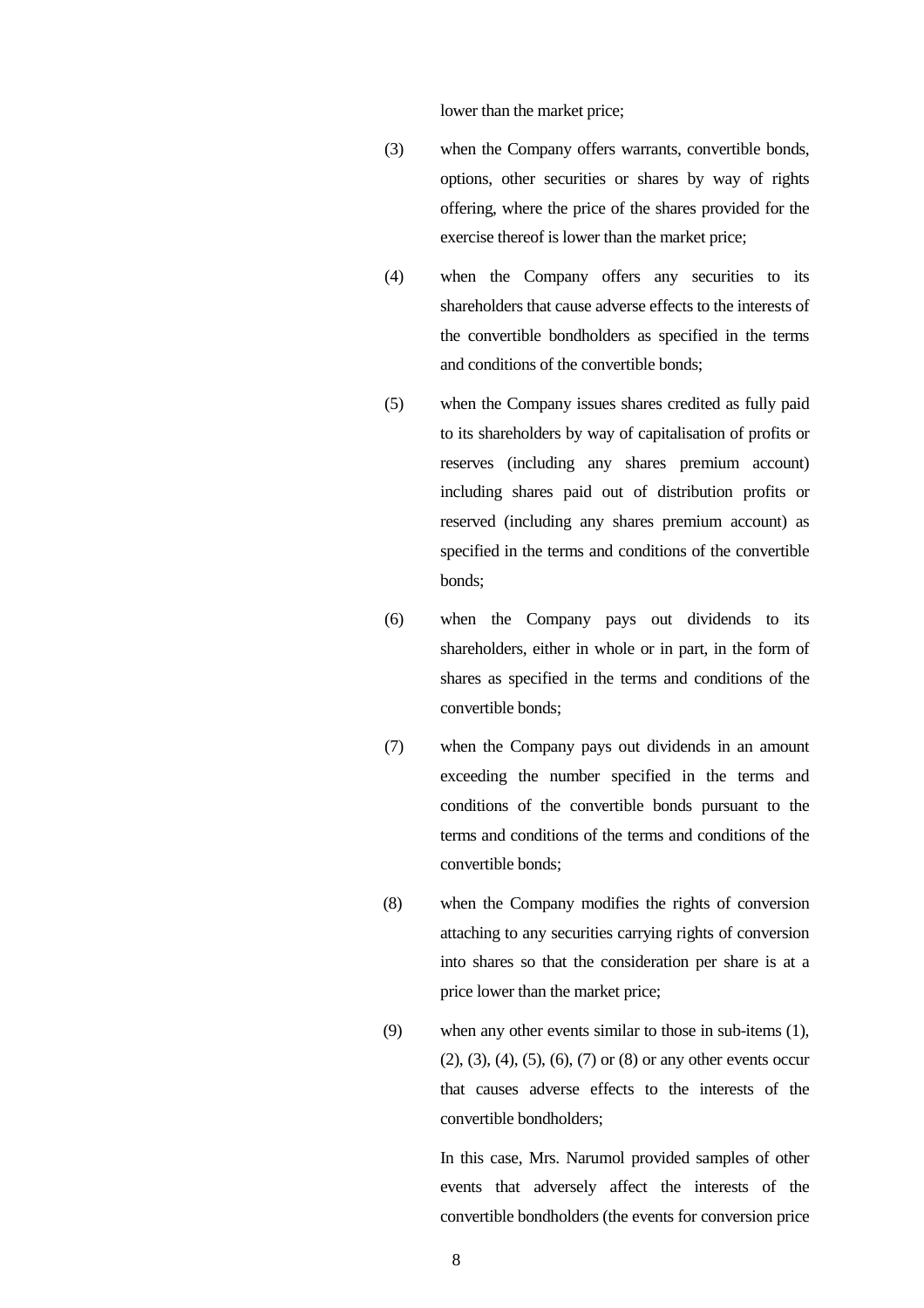lower than the market price;

(3) when the Company offers warrants, convertible bonds, options, other securities or shares by way of rights offering, where the price of the shares provided for the exercise thereof is lower than the market price;

(4) when the Company offers any securities to its shareholders that cause adverse effects to the interests of the convertible bondholders as specified in the terms and conditions of the convertible bonds;

(5) when the Company issues shares credited as fully paid to its shareholders by way of capitalisation of profits or reserves (including any shares premium account) including shares paid out of distribution profits or reserved (including any shares premium account) as specified in the terms and conditions of the convertible bonds;

(6) when the Company pays out dividends to its shareholders, either in whole or in part, in the form of shares as specified in the terms and conditions of the convertible bonds;

(7) when the Company pays out dividends in an amount exceeding the number specified in the terms and conditions of the convertible bonds pursuant to the terms and conditions of the terms and conditions of the convertible bonds;

(8) when the Company modifies the rights of conversion attaching to any securities carrying rights of conversion into shares so that the consideration per share is at a price lower than the market price;

(9) when any other events similar to those in sub-items (1), (2), (3), (4), (5), (6), (7) or (8) or any other events occur that causes adverse effects to the interests of the convertible bondholders;

In this case, Mrs. Narumol provided samples of other events that adversely affect the interests of the convertible bondholders (the events for conversion price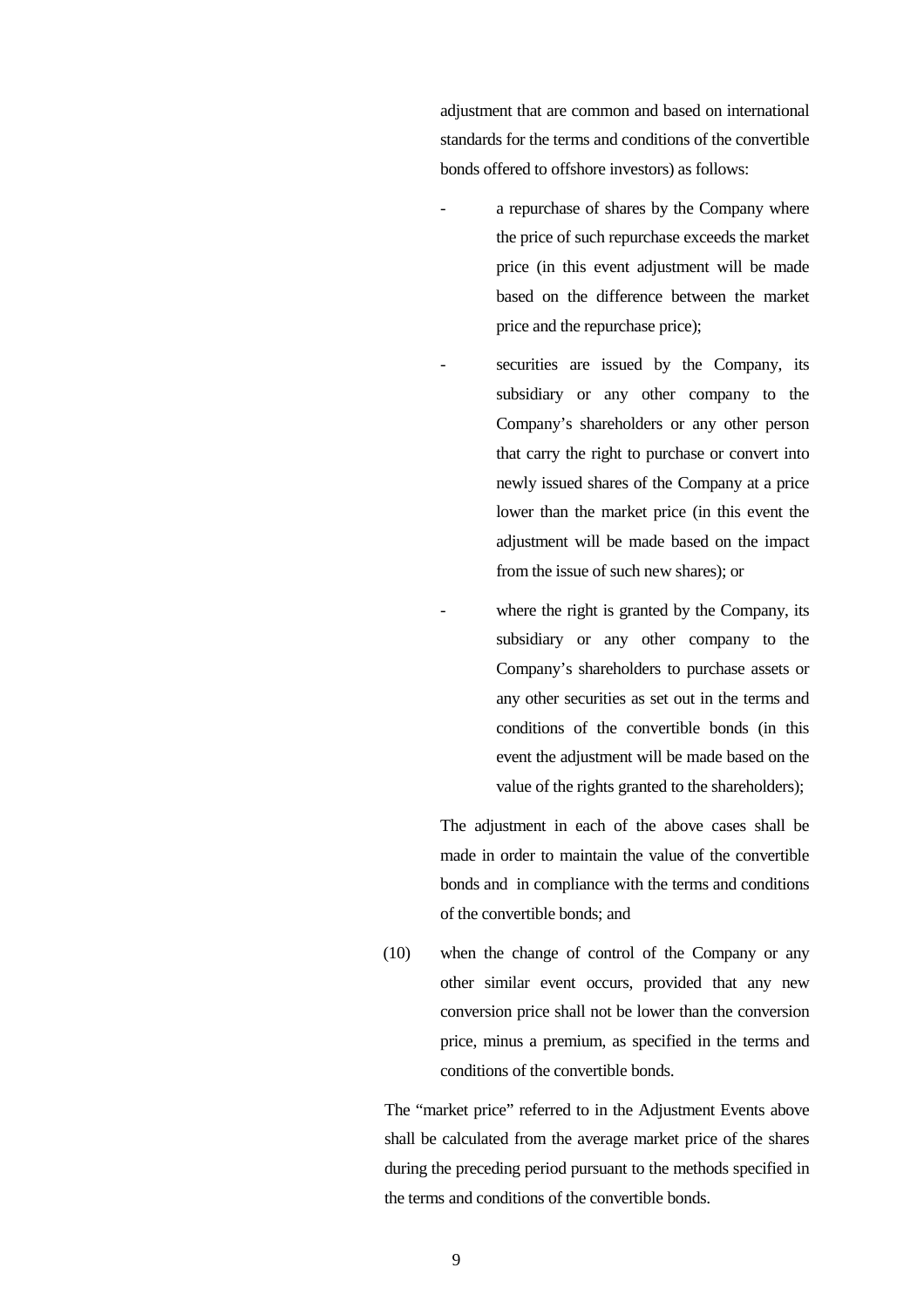adjustment that are common and based on international standards for the terms and conditions of the convertible bonds offered to offshore investors) as follows:

- a repurchase of shares by the Company where the price of such repurchase exceeds the market price (in this event adjustment will be made based on the difference between the market price and the repurchase price);
- securities are issued by the Company, its subsidiary or any other company to the Company's shareholders or any other person that carry the right to purchase or convert into newly issued shares of the Company at a price lower than the market price (in this event the adjustment will be made based on the impact from the issue of such new shares); or
- where the right is granted by the Company, its subsidiary or any other company to the Company's shareholders to purchase assets or any other securities as set out in the terms and conditions of the convertible bonds (in this event the adjustment will be made based on the value of the rights granted to the shareholders);

The adjustment in each of the above cases shall be made in order to maintain the value of the convertible bonds and in compliance with the terms and conditions of the convertible bonds; and

(10) when the change of control of the Company or any other similar event occurs, provided that any new conversion price shall not be lower than the conversion price, minus a premium, as specified in the terms and conditions of the convertible bonds.

The "market price" referred to in the Adjustment Events above shall be calculated from the average market price of the shares during the preceding period pursuant to the methods specified in the terms and conditions of the convertible bonds.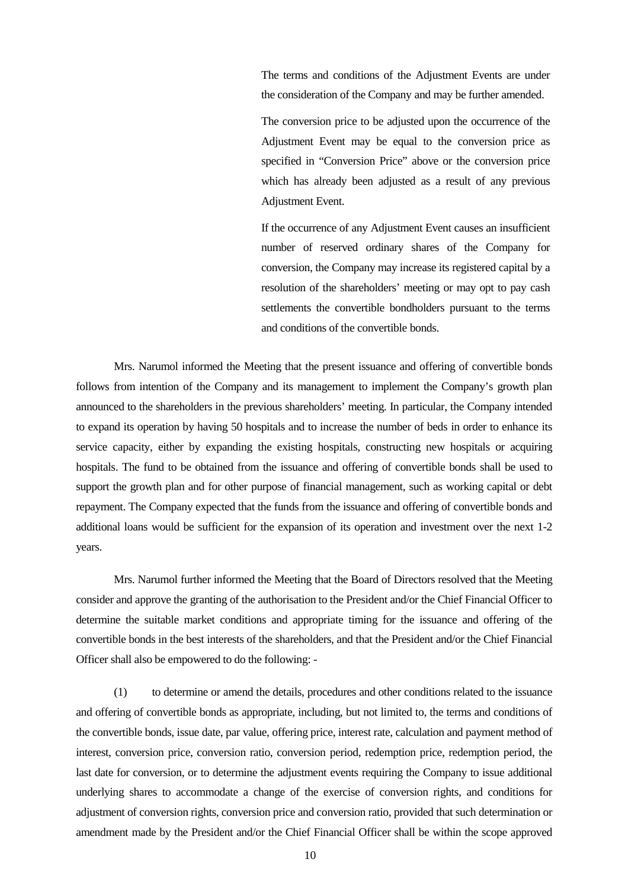The terms and conditions of the Adjustment Events are under the consideration of the Company and may be further amended.

The conversion price to be adjusted upon the occurrence of the Adjustment Event may be equal to the conversion price as specified in "Conversion Price" above or the conversion price which has already been adjusted as a result of any previous Adjustment Event.

If the occurrence of any Adjustment Event causes an insufficient number of reserved ordinary shares of the Company for conversion, the Company may increase its registered capital by a resolution of the shareholders' meeting or may opt to pay cash settlements the convertible bondholders pursuant to the terms and conditions of the convertible bonds.

Mrs. Narumol informed the Meeting that the present issuance and offering of convertible bonds follows from intention of the Company and its management to implement the Company's growth plan announced to the shareholders in the previous shareholders' meeting. In particular, the Company intended to expand its operation by having 50 hospitals and to increase the number of beds in order to enhance its service capacity, either by expanding the existing hospitals, constructing new hospitals or acquiring hospitals. The fund to be obtained from the issuance and offering of convertible bonds shall be used to support the growth plan and for other purpose of financial management, such as working capital or debt repayment. The Company expected that the funds from the issuance and offering of convertible bonds and additional loans would be sufficient for the expansion of its operation and investment over the next 1-2 years.

Mrs. Narumol further informed the Meeting that the Board of Directors resolved that the Meeting consider and approve the granting of the authorisation to the President and/or the Chief Financial Officer to determine the suitable market conditions and appropriate timing for the issuance and offering of the convertible bonds in the best interests of the shareholders, and that the President and/or the Chief Financial Officer shall also be empowered to do the following: -

(1) to determine or amend the details, procedures and other conditions related to the issuance and offering of convertible bonds as appropriate, including, but not limited to, the terms and conditions of the convertible bonds, issue date, par value, offering price, interest rate, calculation and payment method of interest, conversion price, conversion ratio, conversion period, redemption price, redemption period, the last date for conversion, or to determine the adjustment events requiring the Company to issue additional underlying shares to accommodate a change of the exercise of conversion rights, and conditions for adjustment of conversion rights, conversion price and conversion ratio, provided that such determination or amendment made by the President and/or the Chief Financial Officer shall be within the scope approved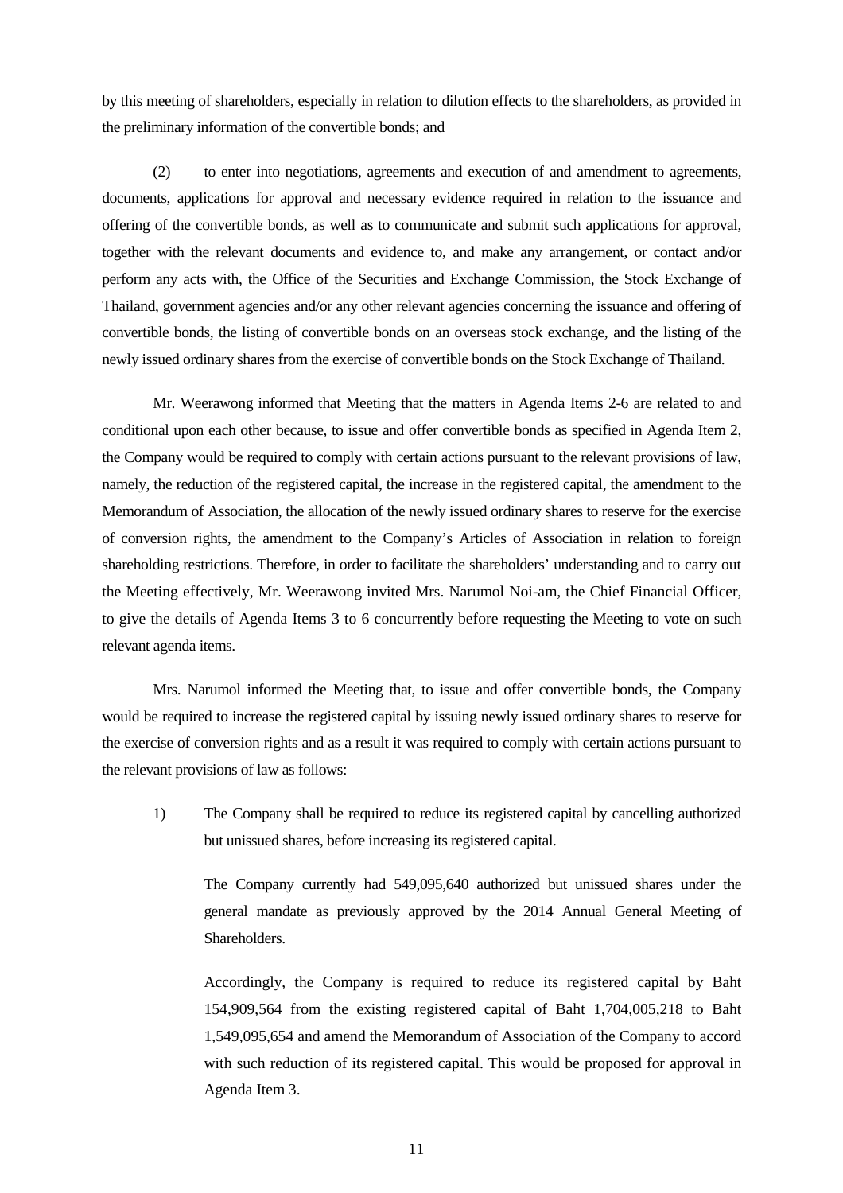by this meeting of shareholders, especially in relation to dilution effects to the shareholders, as provided in the preliminary information of the convertible bonds; and

(2) to enter into negotiations, agreements and execution of and amendment to agreements, documents, applications for approval and necessary evidence required in relation to the issuance and offering of the convertible bonds, as well as to communicate and submit such applications for approval, together with the relevant documents and evidence to, and make any arrangement, or contact and/or perform any acts with, the Office of the Securities and Exchange Commission, the Stock Exchange of Thailand, government agencies and/or any other relevant agencies concerning the issuance and offering of convertible bonds, the listing of convertible bonds on an overseas stock exchange, and the listing of the newly issued ordinary shares from the exercise of convertible bonds on the Stock Exchange of Thailand.

Mr. Weerawong informed that Meeting that the matters in Agenda Items 2-6 are related to and conditional upon each other because, to issue and offer convertible bonds as specified in Agenda Item 2, the Company would be required to comply with certain actions pursuant to the relevant provisions of law, namely, the reduction of the registered capital, the increase in the registered capital, the amendment to the Memorandum of Association, the allocation of the newly issued ordinary shares to reserve for the exercise of conversion rights, the amendment to the Company's Articles of Association in relation to foreign shareholding restrictions. Therefore, in order to facilitate the shareholders' understanding and to carry out the Meeting effectively, Mr. Weerawong invited Mrs. Narumol Noi-am, the Chief Financial Officer, to give the details of Agenda Items 3 to 6 concurrently before requesting the Meeting to vote on such relevant agenda items.

Mrs. Narumol informed the Meeting that, to issue and offer convertible bonds, the Company would be required to increase the registered capital by issuing newly issued ordinary shares to reserve for the exercise of conversion rights and as a result it was required to comply with certain actions pursuant to the relevant provisions of law as follows:

1) The Company shall be required to reduce its registered capital by cancelling authorized but unissued shares, before increasing its registered capital.

   The Company currently had 549,095,640 authorized but unissued shares under the general mandate as previously approved by the 2014 Annual General Meeting of Shareholders.

   Accordingly, the Company is required to reduce its registered capital by Baht 154,909,564 from the existing registered capital of Baht 1,704,005,218 to Baht 1,549,095,654 and amend the Memorandum of Association of the Company to accord with such reduction of its registered capital. This would be proposed for approval in Agenda Item 3.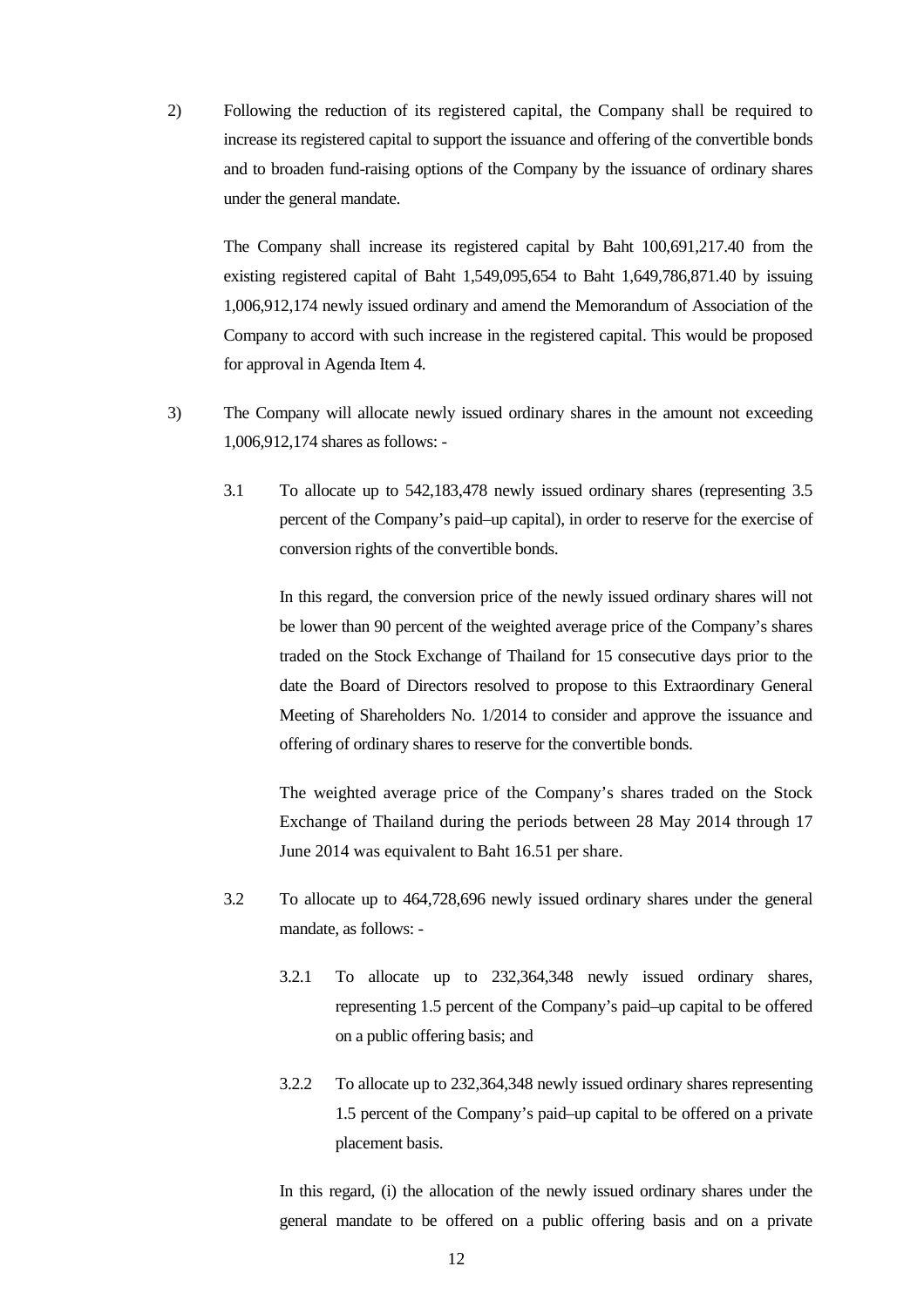2) Following the reduction of its registered capital, the Company shall be required to increase its registered capital to support the issuance and offering of the convertible bonds and to broaden fund-raising options of the Company by the issuance of ordinary shares under the general mandate.

   The Company shall increase its registered capital by Baht 100,691,217.40 from the existing registered capital of Baht 1,549,095,654 to Baht 1,649,786,871.40 by issuing 1,006,912,174 newly issued ordinary and amend the Memorandum of Association of the Company to accord with such increase in the registered capital. This would be proposed for approval in Agenda Item 4.

3) The Company will allocate newly issued ordinary shares in the amount not exceeding 1,006,912,174 shares as follows: -

   3.1 To allocate up to 542,183,478 newly issued ordinary shares (representing 3.5 percent of the Company's paid–up capital), in order to reserve for the exercise of conversion rights of the convertible bonds.

   In this regard, the conversion price of the newly issued ordinary shares will not be lower than 90 percent of the weighted average price of the Company's shares traded on the Stock Exchange of Thailand for 15 consecutive days prior to the date the Board of Directors resolved to propose to this Extraordinary General Meeting of Shareholders No. 1/2014 to consider and approve the issuance and offering of ordinary shares to reserve for the convertible bonds.

   The weighted average price of the Company's shares traded on the Stock Exchange of Thailand during the periods between 28 May 2014 through 17 June 2014 was equivalent to Baht 16.51 per share.

   3.2 To allocate up to 464,728,696 newly issued ordinary shares under the general mandate, as follows: -

   3.2.1 To allocate up to 232,364,348 newly issued ordinary shares, representing 1.5 percent of the Company's paid–up capital to be offered on a public offering basis; and

   3.2.2 To allocate up to 232,364,348 newly issued ordinary shares representing 1.5 percent of the Company's paid–up capital to be offered on a private placement basis.

   In this regard, (i) the allocation of the newly issued ordinary shares under the general mandate to be offered on a public offering basis and on a private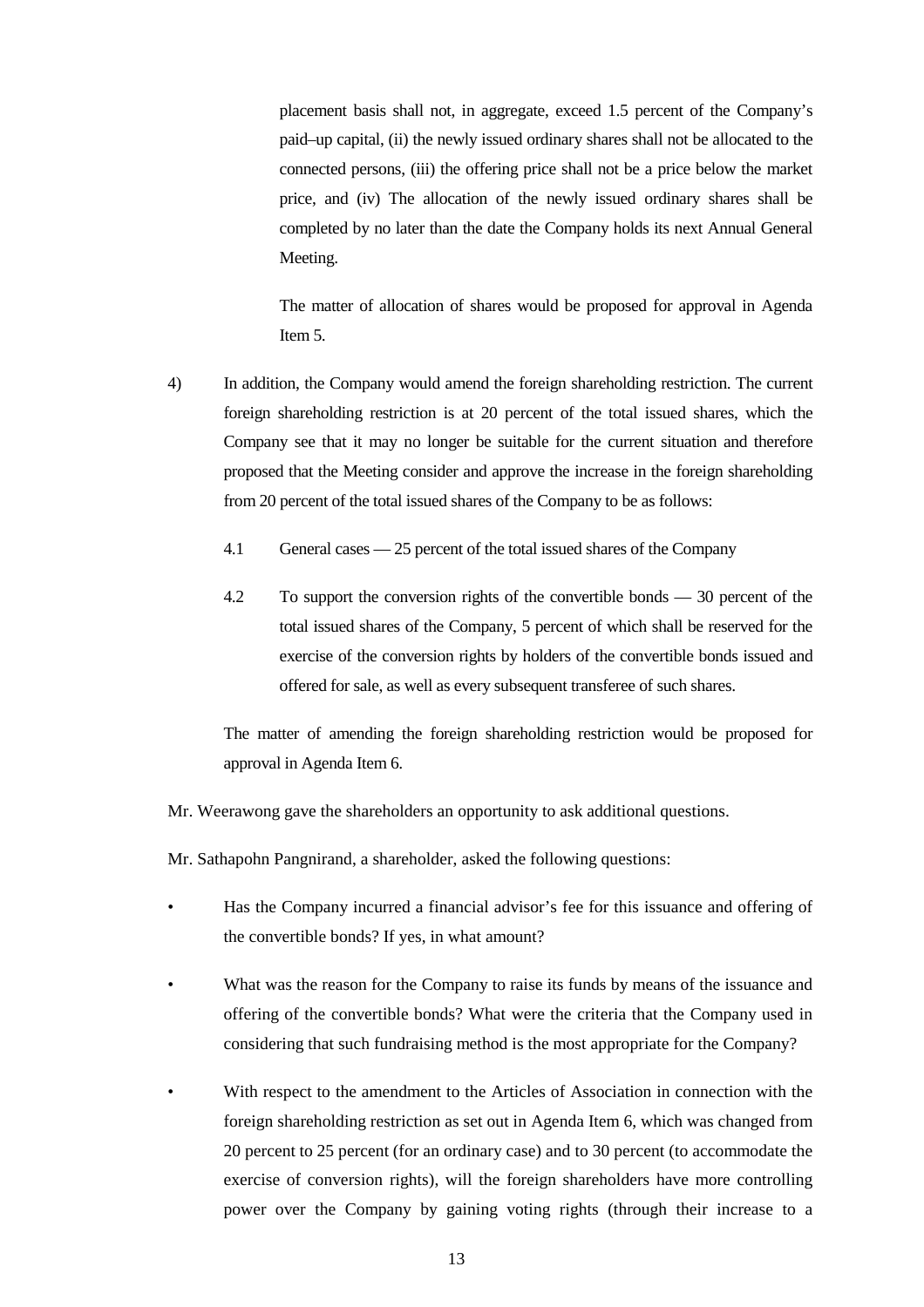placement basis shall not, in aggregate, exceed 1.5 percent of the Company's paid–up capital, (ii) the newly issued ordinary shares shall not be allocated to the connected persons, (iii) the offering price shall not be a price below the market price, and (iv) The allocation of the newly issued ordinary shares shall be completed by no later than the date the Company holds its next Annual General Meeting.

The matter of allocation of shares would be proposed for approval in Agenda Item 5.

4) In addition, the Company would amend the foreign shareholding restriction. The current foreign shareholding restriction is at 20 percent of the total issued shares, which the Company see that it may no longer be suitable for the current situation and therefore proposed that the Meeting consider and approve the increase in the foreign shareholding from 20 percent of the total issued shares of the Company to be as follows:

   4.1 General cases — 25 percent of the total issued shares of the Company

   4.2 To support the conversion rights of the convertible bonds — 30 percent of the total issued shares of the Company, 5 percent of which shall be reserved for the exercise of the conversion rights by holders of the convertible bonds issued and offered for sale, as well as every subsequent transferee of such shares.

   The matter of amending the foreign shareholding restriction would be proposed for approval in Agenda Item 6.

Mr. Weerawong gave the shareholders an opportunity to ask additional questions.

Mr. Sathapohn Pangnirand, a shareholder, asked the following questions:

- Has the Company incurred a financial advisor's fee for this issuance and offering of the convertible bonds? If yes, in what amount?
- What was the reason for the Company to raise its funds by means of the issuance and offering of the convertible bonds? What were the criteria that the Company used in considering that such fundraising method is the most appropriate for the Company?
- With respect to the amendment to the Articles of Association in connection with the foreign shareholding restriction as set out in Agenda Item 6, which was changed from 20 percent to 25 percent (for an ordinary case) and to 30 percent (to accommodate the exercise of conversion rights), will the foreign shareholders have more controlling power over the Company by gaining voting rights (through their increase to a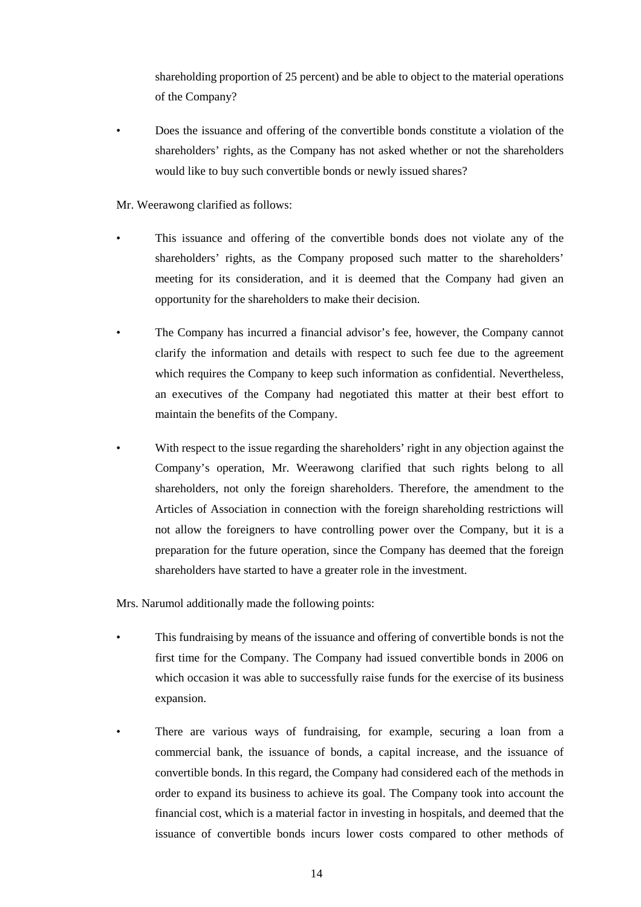shareholding proportion of 25 percent) and be able to object to the material operations of the Company?

- Does the issuance and offering of the convertible bonds constitute a violation of the shareholders' rights, as the Company has not asked whether or not the shareholders would like to buy such convertible bonds or newly issued shares?

Mr. Weerawong clarified as follows:

- This issuance and offering of the convertible bonds does not violate any of the shareholders' rights, as the Company proposed such matter to the shareholders' meeting for its consideration, and it is deemed that the Company had given an opportunity for the shareholders to make their decision.

- The Company has incurred a financial advisor's fee, however, the Company cannot clarify the information and details with respect to such fee due to the agreement which requires the Company to keep such information as confidential. Nevertheless, an executives of the Company had negotiated this matter at their best effort to maintain the benefits of the Company.

- With respect to the issue regarding the shareholders' right in any objection against the Company's operation, Mr. Weerawong clarified that such rights belong to all shareholders, not only the foreign shareholders. Therefore, the amendment to the Articles of Association in connection with the foreign shareholding restrictions will not allow the foreigners to have controlling power over the Company, but it is a preparation for the future operation, since the Company has deemed that the foreign shareholders have started to have a greater role in the investment.

Mrs. Narumol additionally made the following points:

- This fundraising by means of the issuance and offering of convertible bonds is not the first time for the Company. The Company had issued convertible bonds in 2006 on which occasion it was able to successfully raise funds for the exercise of its business expansion.

- There are various ways of fundraising, for example, securing a loan from a commercial bank, the issuance of bonds, a capital increase, and the issuance of convertible bonds. In this regard, the Company had considered each of the methods in order to expand its business to achieve its goal. The Company took into account the financial cost, which is a material factor in investing in hospitals, and deemed that the issuance of convertible bonds incurs lower costs compared to other methods of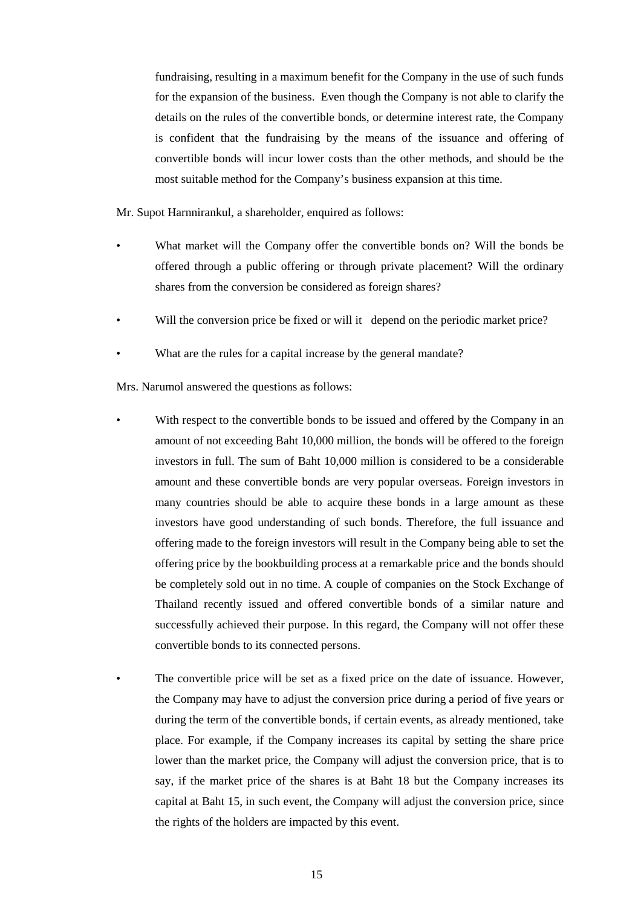fundraising, resulting in a maximum benefit for the Company in the use of such funds for the expansion of the business. Even though the Company is not able to clarify the details on the rules of the convertible bonds, or determine interest rate, the Company is confident that the fundraising by the means of the issuance and offering of convertible bonds will incur lower costs than the other methods, and should be the most suitable method for the Company's business expansion at this time.

Mr. Supot Harnnirankul, a shareholder, enquired as follows:

- What market will the Company offer the convertible bonds on? Will the bonds be offered through a public offering or through private placement? Will the ordinary shares from the conversion be considered as foreign shares?
- Will the conversion price be fixed or will it depend on the periodic market price?
- What are the rules for a capital increase by the general mandate?

Mrs. Narumol answered the questions as follows:

- With respect to the convertible bonds to be issued and offered by the Company in an amount of not exceeding Baht 10,000 million, the bonds will be offered to the foreign investors in full. The sum of Baht 10,000 million is considered to be a considerable amount and these convertible bonds are very popular overseas. Foreign investors in many countries should be able to acquire these bonds in a large amount as these investors have good understanding of such bonds. Therefore, the full issuance and offering made to the foreign investors will result in the Company being able to set the offering price by the bookbuilding process at a remarkable price and the bonds should be completely sold out in no time. A couple of companies on the Stock Exchange of Thailand recently issued and offered convertible bonds of a similar nature and successfully achieved their purpose. In this regard, the Company will not offer these convertible bonds to its connected persons.
- The convertible price will be set as a fixed price on the date of issuance. However, the Company may have to adjust the conversion price during a period of five years or during the term of the convertible bonds, if certain events, as already mentioned, take place. For example, if the Company increases its capital by setting the share price lower than the market price, the Company will adjust the conversion price, that is to say, if the market price of the shares is at Baht 18 but the Company increases its capital at Baht 15, in such event, the Company will adjust the conversion price, since the rights of the holders are impacted by this event.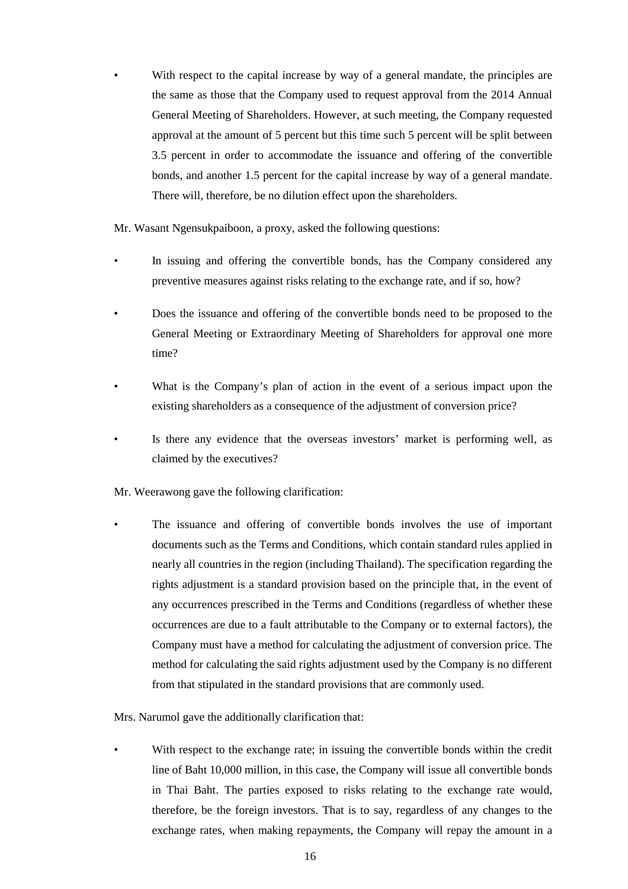- With respect to the capital increase by way of a general mandate, the principles are the same as those that the Company used to request approval from the 2014 Annual General Meeting of Shareholders. However, at such meeting, the Company requested approval at the amount of 5 percent but this time such 5 percent will be split between 3.5 percent in order to accommodate the issuance and offering of the convertible bonds, and another 1.5 percent for the capital increase by way of a general mandate. There will, therefore, be no dilution effect upon the shareholders.

Mr. Wasant Ngensukpaiboon, a proxy, asked the following questions:

- In issuing and offering the convertible bonds, has the Company considered any preventive measures against risks relating to the exchange rate, and if so, how?
- Does the issuance and offering of the convertible bonds need to be proposed to the General Meeting or Extraordinary Meeting of Shareholders for approval one more time?
- What is the Company's plan of action in the event of a serious impact upon the existing shareholders as a consequence of the adjustment of conversion price?
- Is there any evidence that the overseas investors' market is performing well, as claimed by the executives?

Mr. Weerawong gave the following clarification:

- The issuance and offering of convertible bonds involves the use of important documents such as the Terms and Conditions, which contain standard rules applied in nearly all countries in the region (including Thailand). The specification regarding the rights adjustment is a standard provision based on the principle that, in the event of any occurrences prescribed in the Terms and Conditions (regardless of whether these occurrences are due to a fault attributable to the Company or to external factors), the Company must have a method for calculating the adjustment of conversion price. The method for calculating the said rights adjustment used by the Company is no different from that stipulated in the standard provisions that are commonly used.

Mrs. Narumol gave the additionally clarification that:

- With respect to the exchange rate; in issuing the convertible bonds within the credit line of Baht 10,000 million, in this case, the Company will issue all convertible bonds in Thai Baht. The parties exposed to risks relating to the exchange rate would, therefore, be the foreign investors. That is to say, regardless of any changes to the exchange rates, when making repayments, the Company will repay the amount in a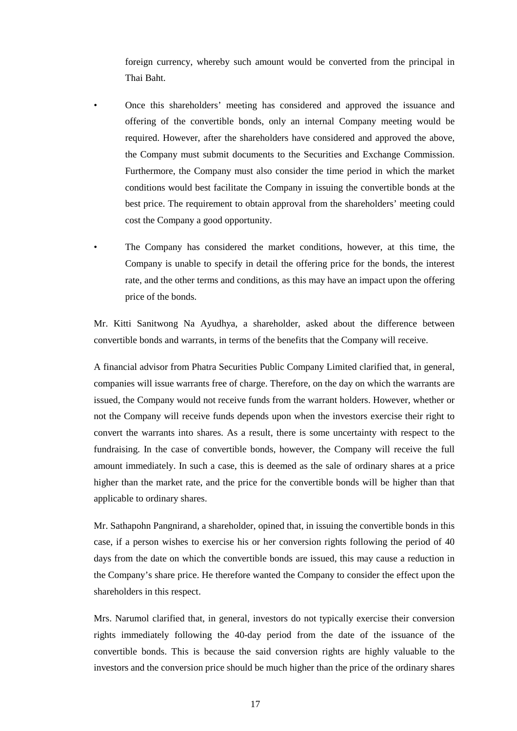foreign currency, whereby such amount would be converted from the principal in Thai Baht.

- Once this shareholders' meeting has considered and approved the issuance and offering of the convertible bonds, only an internal Company meeting would be required. However, after the shareholders have considered and approved the above, the Company must submit documents to the Securities and Exchange Commission. Furthermore, the Company must also consider the time period in which the market conditions would best facilitate the Company in issuing the convertible bonds at the best price. The requirement to obtain approval from the shareholders' meeting could cost the Company a good opportunity.

- The Company has considered the market conditions, however, at this time, the Company is unable to specify in detail the offering price for the bonds, the interest rate, and the other terms and conditions, as this may have an impact upon the offering price of the bonds.

Mr. Kitti Sanitwong Na Ayudhya, a shareholder, asked about the difference between convertible bonds and warrants, in terms of the benefits that the Company will receive.

A financial advisor from Phatra Securities Public Company Limited clarified that, in general, companies will issue warrants free of charge. Therefore, on the day on which the warrants are issued, the Company would not receive funds from the warrant holders. However, whether or not the Company will receive funds depends upon when the investors exercise their right to convert the warrants into shares. As a result, there is some uncertainty with respect to the fundraising. In the case of convertible bonds, however, the Company will receive the full amount immediately. In such a case, this is deemed as the sale of ordinary shares at a price higher than the market rate, and the price for the convertible bonds will be higher than that applicable to ordinary shares.

Mr. Sathapohn Pangnirand, a shareholder, opined that, in issuing the convertible bonds in this case, if a person wishes to exercise his or her conversion rights following the period of 40 days from the date on which the convertible bonds are issued, this may cause a reduction in the Company's share price. He therefore wanted the Company to consider the effect upon the shareholders in this respect.

Mrs. Narumol clarified that, in general, investors do not typically exercise their conversion rights immediately following the 40-day period from the date of the issuance of the convertible bonds. This is because the said conversion rights are highly valuable to the investors and the conversion price should be much higher than the price of the ordinary shares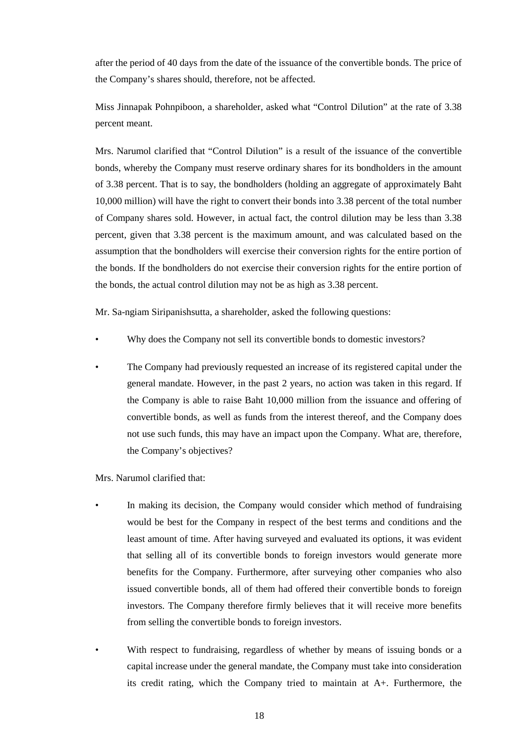after the period of 40 days from the date of the issuance of the convertible bonds. The price of the Company's shares should, therefore, not be affected.

Miss Jinnapak Pohnpiboon, a shareholder, asked what "Control Dilution" at the rate of 3.38 percent meant.

Mrs. Narumol clarified that "Control Dilution" is a result of the issuance of the convertible bonds, whereby the Company must reserve ordinary shares for its bondholders in the amount of 3.38 percent. That is to say, the bondholders (holding an aggregate of approximately Baht 10,000 million) will have the right to convert their bonds into 3.38 percent of the total number of Company shares sold. However, in actual fact, the control dilution may be less than 3.38 percent, given that 3.38 percent is the maximum amount, and was calculated based on the assumption that the bondholders will exercise their conversion rights for the entire portion of the bonds. If the bondholders do not exercise their conversion rights for the entire portion of the bonds, the actual control dilution may not be as high as 3.38 percent.

Mr. Sa-ngiam Siripanishsutta, a shareholder, asked the following questions:

- Why does the Company not sell its convertible bonds to domestic investors?
- The Company had previously requested an increase of its registered capital under the general mandate. However, in the past 2 years, no action was taken in this regard. If the Company is able to raise Baht 10,000 million from the issuance and offering of convertible bonds, as well as funds from the interest thereof, and the Company does not use such funds, this may have an impact upon the Company. What are, therefore, the Company's objectives?

Mrs. Narumol clarified that:

- In making its decision, the Company would consider which method of fundraising would be best for the Company in respect of the best terms and conditions and the least amount of time. After having surveyed and evaluated its options, it was evident that selling all of its convertible bonds to foreign investors would generate more benefits for the Company. Furthermore, after surveying other companies who also issued convertible bonds, all of them had offered their convertible bonds to foreign investors. The Company therefore firmly believes that it will receive more benefits from selling the convertible bonds to foreign investors.
- With respect to fundraising, regardless of whether by means of issuing bonds or a capital increase under the general mandate, the Company must take into consideration its credit rating, which the Company tried to maintain at A+. Furthermore, the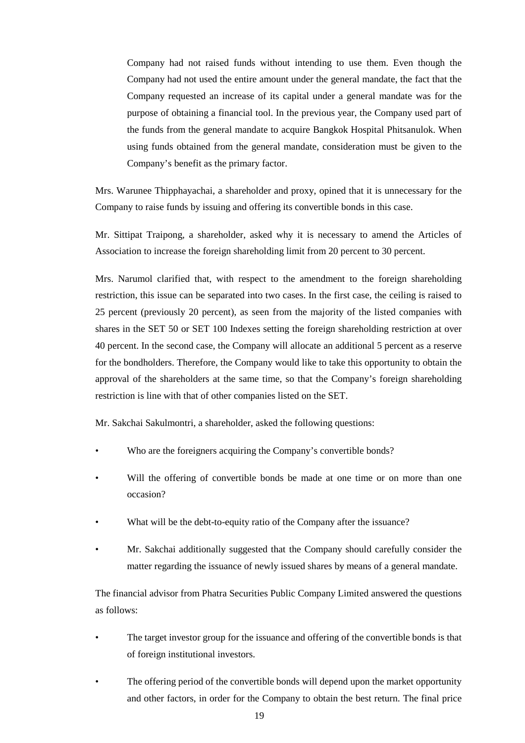Company had not raised funds without intending to use them. Even though the Company had not used the entire amount under the general mandate, the fact that the Company requested an increase of its capital under a general mandate was for the purpose of obtaining a financial tool. In the previous year, the Company used part of the funds from the general mandate to acquire Bangkok Hospital Phitsanulok. When using funds obtained from the general mandate, consideration must be given to the Company's benefit as the primary factor.

Mrs. Warunee Thipphayachai, a shareholder and proxy, opined that it is unnecessary for the Company to raise funds by issuing and offering its convertible bonds in this case.

Mr. Sittipat Traipong, a shareholder, asked why it is necessary to amend the Articles of Association to increase the foreign shareholding limit from 20 percent to 30 percent.

Mrs. Narumol clarified that, with respect to the amendment to the foreign shareholding restriction, this issue can be separated into two cases. In the first case, the ceiling is raised to 25 percent (previously 20 percent), as seen from the majority of the listed companies with shares in the SET 50 or SET 100 Indexes setting the foreign shareholding restriction at over 40 percent. In the second case, the Company will allocate an additional 5 percent as a reserve for the bondholders. Therefore, the Company would like to take this opportunity to obtain the approval of the shareholders at the same time, so that the Company's foreign shareholding restriction is line with that of other companies listed on the SET.

Mr. Sakchai Sakulmontri, a shareholder, asked the following questions:

- Who are the foreigners acquiring the Company's convertible bonds?
- Will the offering of convertible bonds be made at one time or on more than one occasion?
- What will be the debt-to-equity ratio of the Company after the issuance?
- Mr. Sakchai additionally suggested that the Company should carefully consider the matter regarding the issuance of newly issued shares by means of a general mandate.

The financial advisor from Phatra Securities Public Company Limited answered the questions as follows:

- The target investor group for the issuance and offering of the convertible bonds is that of foreign institutional investors.
- The offering period of the convertible bonds will depend upon the market opportunity and other factors, in order for the Company to obtain the best return. The final price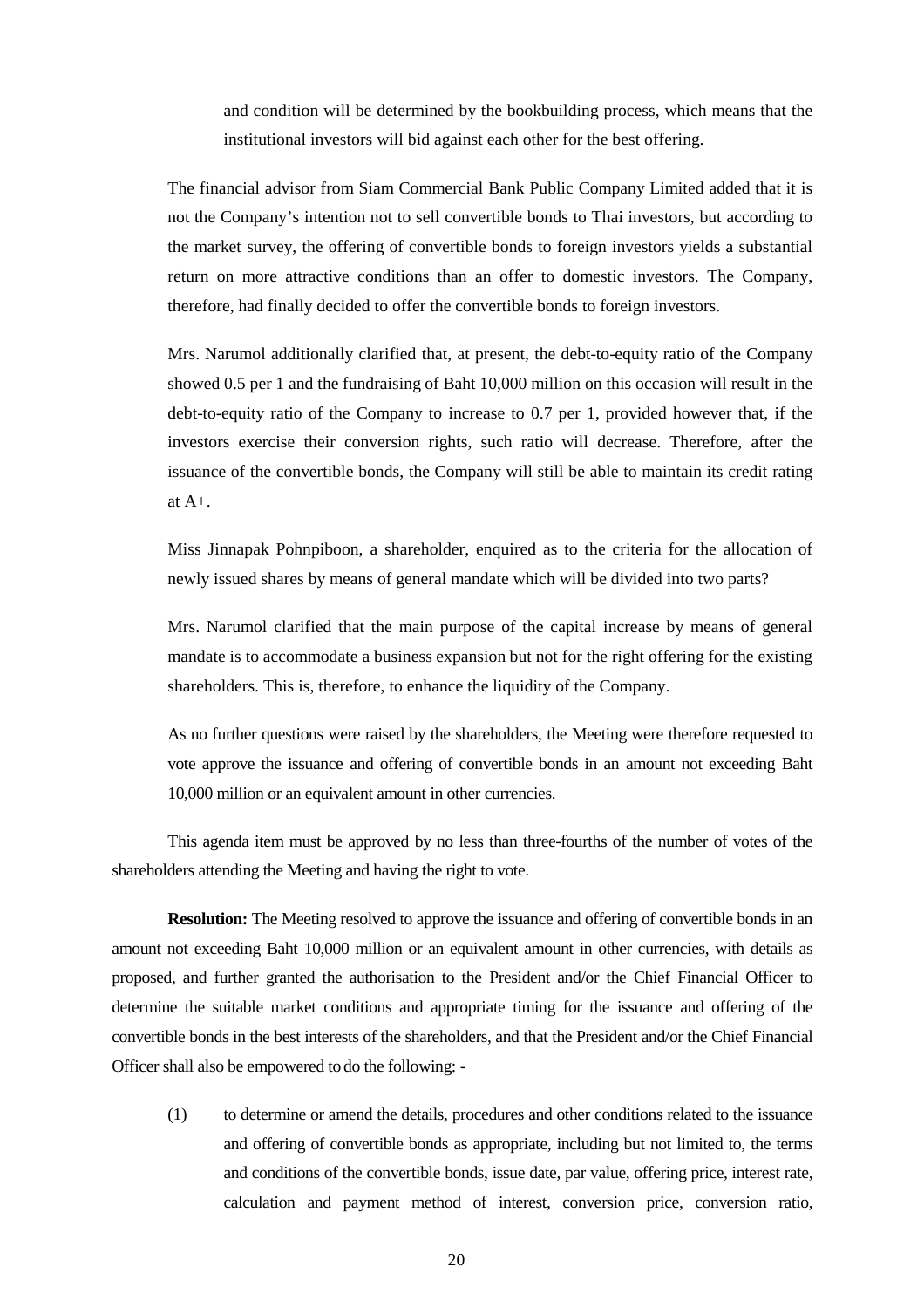and condition will be determined by the bookbuilding process, which means that the institutional investors will bid against each other for the best offering.

The financial advisor from Siam Commercial Bank Public Company Limited added that it is not the Company's intention not to sell convertible bonds to Thai investors, but according to the market survey, the offering of convertible bonds to foreign investors yields a substantial return on more attractive conditions than an offer to domestic investors. The Company, therefore, had finally decided to offer the convertible bonds to foreign investors.

Mrs. Narumol additionally clarified that, at present, the debt-to-equity ratio of the Company showed 0.5 per 1 and the fundraising of Baht 10,000 million on this occasion will result in the debt-to-equity ratio of the Company to increase to 0.7 per 1, provided however that, if the investors exercise their conversion rights, such ratio will decrease. Therefore, after the issuance of the convertible bonds, the Company will still be able to maintain its credit rating at A+.

Miss Jinnapak Pohnpiboon, a shareholder, enquired as to the criteria for the allocation of newly issued shares by means of general mandate which will be divided into two parts?

Mrs. Narumol clarified that the main purpose of the capital increase by means of general mandate is to accommodate a business expansion but not for the right offering for the existing shareholders. This is, therefore, to enhance the liquidity of the Company.

As no further questions were raised by the shareholders, the Meeting were therefore requested to vote approve the issuance and offering of convertible bonds in an amount not exceeding Baht 10,000 million or an equivalent amount in other currencies.

This agenda item must be approved by no less than three-fourths of the number of votes of the shareholders attending the Meeting and having the right to vote.

**Resolution:** The Meeting resolved to approve the issuance and offering of convertible bonds in an amount not exceeding Baht 10,000 million or an equivalent amount in other currencies, with details as proposed, and further granted the authorisation to the President and/or the Chief Financial Officer to determine the suitable market conditions and appropriate timing for the issuance and offering of the convertible bonds in the best interests of the shareholders, and that the President and/or the Chief Financial Officer shall also be empowered to do the following: -

(1) to determine or amend the details, procedures and other conditions related to the issuance and offering of convertible bonds as appropriate, including but not limited to, the terms and conditions of the convertible bonds, issue date, par value, offering price, interest rate, calculation and payment method of interest, conversion price, conversion ratio,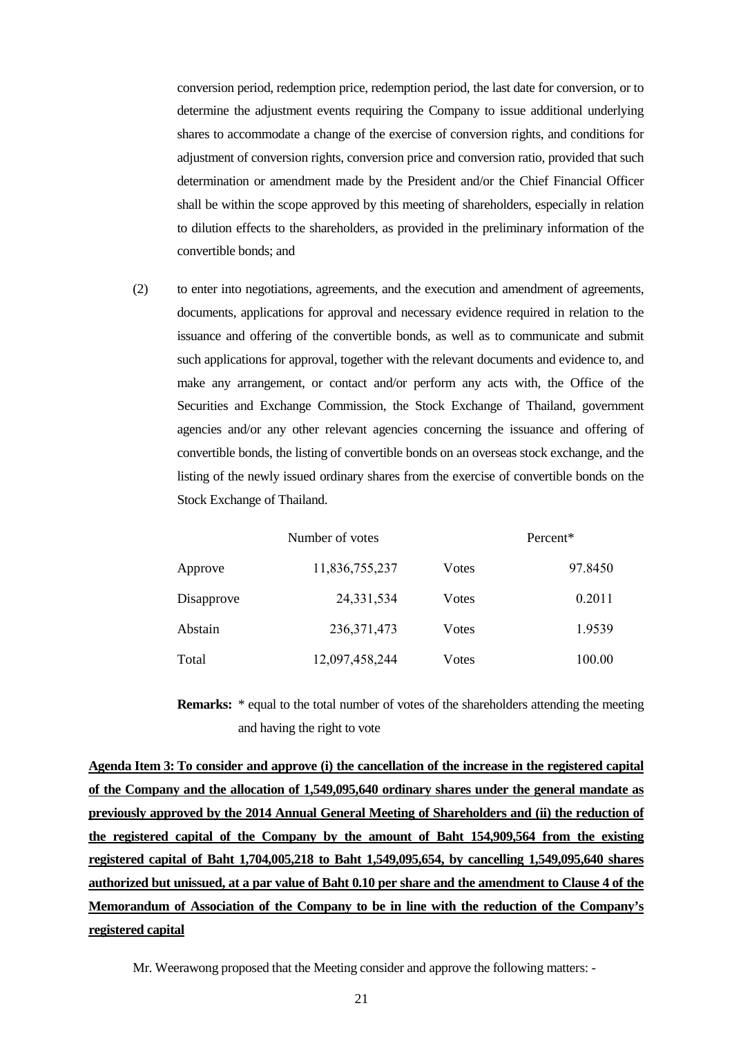conversion period, redemption price, redemption period, the last date for conversion, or to determine the adjustment events requiring the Company to issue additional underlying shares to accommodate a change of the exercise of conversion rights, and conditions for adjustment of conversion rights, conversion price and conversion ratio, provided that such determination or amendment made by the President and/or the Chief Financial Officer shall be within the scope approved by this meeting of shareholders, especially in relation to dilution effects to the shareholders, as provided in the preliminary information of the convertible bonds; and

(2) to enter into negotiations, agreements, and the execution and amendment of agreements, documents, applications for approval and necessary evidence required in relation to the issuance and offering of the convertible bonds, as well as to communicate and submit such applications for approval, together with the relevant documents and evidence to, and make any arrangement, or contact and/or perform any acts with, the Office of the Securities and Exchange Commission, the Stock Exchange of Thailand, government agencies and/or any other relevant agencies concerning the issuance and offering of convertible bonds, the listing of convertible bonds on an overseas stock exchange, and the listing of the newly issued ordinary shares from the exercise of convertible bonds on the Stock Exchange of Thailand.

| | Number of votes | | Percent* |
|---|---|---|---|
| Approve | 11,836,755,237 | Votes | 97.8450 |
| Disapprove | 24,331,534 | Votes | 0.2011 |
| Abstain | 236,371,473 | Votes | 1.9539 |
| Total | 12,097,458,244 | Votes | 100.00 |

**Remarks:** * equal to the total number of votes of the shareholders attending the meeting and having the right to vote

**Agenda Item 3: To consider and approve (i) the cancellation of the increase in the registered capital of the Company and the allocation of 1,549,095,640 ordinary shares under the general mandate as previously approved by the 2014 Annual General Meeting of Shareholders and (ii) the reduction of the registered capital of the Company by the amount of Baht 154,909,564 from the existing registered capital of Baht 1,704,005,218 to Baht 1,549,095,654, by cancelling 1,549,095,640 shares authorized but unissued, at a par value of Baht 0.10 per share and the amendment to Clause 4 of the Memorandum of Association of the Company to be in line with the reduction of the Company's registered capital**

Mr. Weerawong proposed that the Meeting consider and approve the following matters: -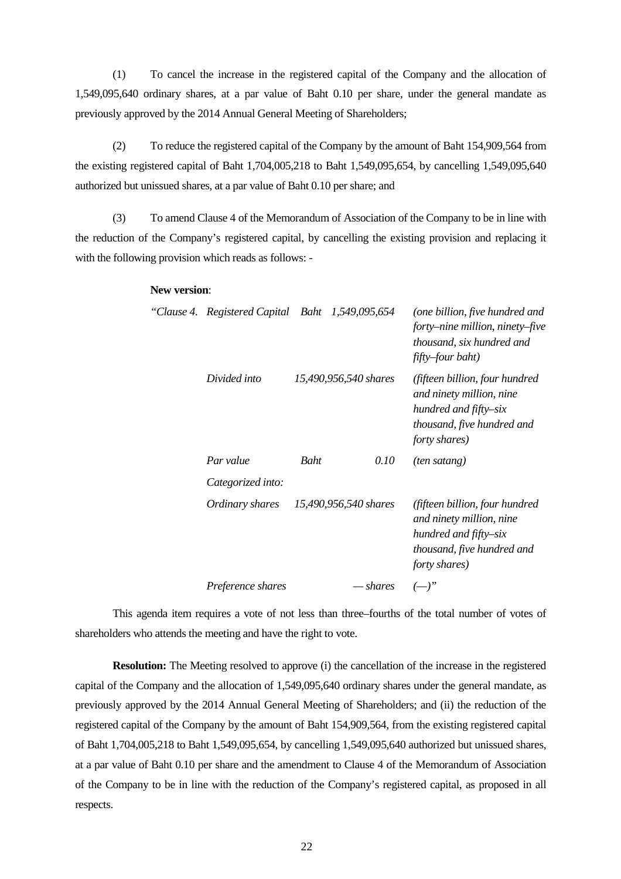(1) To cancel the increase in the registered capital of the Company and the allocation of 1,549,095,640 ordinary shares, at a par value of Baht 0.10 per share, under the general mandate as previously approved by the 2014 Annual General Meeting of Shareholders;

(2) To reduce the registered capital of the Company by the amount of Baht 154,909,564 from the existing registered capital of Baht 1,704,005,218 to Baht 1,549,095,654, by cancelling 1,549,095,640 authorized but unissued shares, at a par value of Baht 0.10 per share; and

(3) To amend Clause 4 of the Memorandum of Association of the Company to be in line with the reduction of the Company's registered capital, by cancelling the existing provision and replacing it with the following provision which reads as follows: -

**New version**:

| | | | |
|---|---|---|---|
| *"Clause 4. Registered Capital* | *Baht* | *1,549,095,654* | *(one billion, five hundred and forty–nine million, ninety–five thousand, six hundred and fifty–four baht)* |
| *Divided into* | | *15,490,956,540 shares* | *(fifteen billion, four hundred and ninety million, nine hundred and fifty–six thousand, five hundred and forty shares)* |
| *Par value* | *Baht* | *0.10* | *(ten satang)* |
| *Categorized into:* | | | |
| *Ordinary shares* | | *15,490,956,540 shares* | *(fifteen billion, four hundred and ninety million, nine hundred and fifty–six thousand, five hundred and forty shares)* |
| *Preference shares* | | *— shares* | *(—)"* |

This agenda item requires a vote of not less than three–fourths of the total number of votes of shareholders who attends the meeting and have the right to vote.

**Resolution:** The Meeting resolved to approve (i) the cancellation of the increase in the registered capital of the Company and the allocation of 1,549,095,640 ordinary shares under the general mandate, as previously approved by the 2014 Annual General Meeting of Shareholders; and (ii) the reduction of the registered capital of the Company by the amount of Baht 154,909,564, from the existing registered capital of Baht 1,704,005,218 to Baht 1,549,095,654, by cancelling 1,549,095,640 authorized but unissued shares, at a par value of Baht 0.10 per share and the amendment to Clause 4 of the Memorandum of Association of the Company to be in line with the reduction of the Company's registered capital, as proposed in all respects.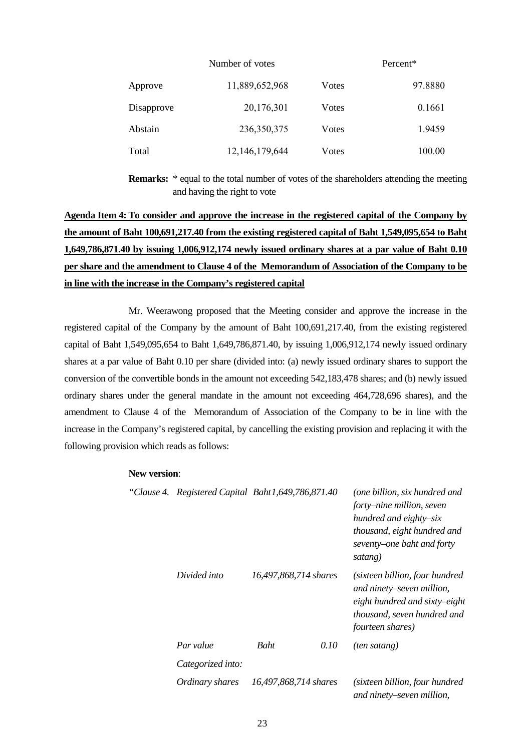| | Number of votes | | Percent* |
|---|---|---|---|
| Approve | 11,889,652,968 | Votes | 97.8880 |
| Disapprove | 20,176,301 | Votes | 0.1661 |
| Abstain | 236,350,375 | Votes | 1.9459 |
| Total | 12,146,179,644 | Votes | 100.00 |

**Remarks:** * equal to the total number of votes of the shareholders attending the meeting and having the right to vote

**Agenda Item 4: To consider and approve the increase in the registered capital of the Company by the amount of Baht 100,691,217.40 from the existing registered capital of Baht 1,549,095,654 to Baht 1,649,786,871.40 by issuing 1,006,912,174 newly issued ordinary shares at a par value of Baht 0.10 per share and the amendment to Clause 4 of the Memorandum of Association of the Company to be in line with the increase in the Company's registered capital**

Mr. Weerawong proposed that the Meeting consider and approve the increase in the registered capital of the Company by the amount of Baht 100,691,217.40, from the existing registered capital of Baht 1,549,095,654 to Baht 1,649,786,871.40, by issuing 1,006,912,174 newly issued ordinary shares at a par value of Baht 0.10 per share (divided into: (a) newly issued ordinary shares to support the conversion of the convertible bonds in the amount not exceeding 542,183,478 shares; and (b) newly issued ordinary shares under the general mandate in the amount not exceeding 464,728,696 shares), and the amendment to Clause 4 of the Memorandum of Association of the Company to be in line with the increase in the Company's registered capital, by cancelling the existing provision and replacing it with the following provision which reads as follows:

**New version**:

| | | | | |
|---|---|---|---|---|
| *"Clause 4.* | *Registered Capital* | *Baht1,649,786,871.40* | | *(one billion, six hundred and forty–nine million, seven hundred and eighty–six thousand, eight hundred and seventy–one baht and forty satang)* |
| | *Divided into* | *16,497,868,714 shares* | | *(sixteen billion, four hundred and ninety–seven million, eight hundred and sixty–eight thousand, seven hundred and fourteen shares)* |
| | *Par value* | *Baht* | *0.10* | *(ten satang)* |
| | *Categorized into:* | | | |
| | *Ordinary shares* | *16,497,868,714 shares* | | *(sixteen billion, four hundred and ninety–seven million,* |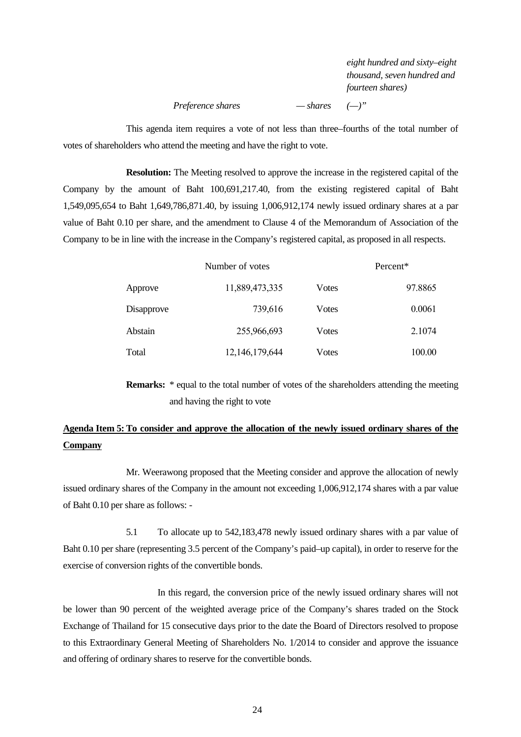*eight hundred and sixty–eight thousand, seven hundred and fourteen shares)*

*Preference shares* *— shares* *(—)"*

This agenda item requires a vote of not less than three–fourths of the total number of votes of shareholders who attend the meeting and have the right to vote.

**Resolution:** The Meeting resolved to approve the increase in the registered capital of the Company by the amount of Baht 100,691,217.40, from the existing registered capital of Baht 1,549,095,654 to Baht 1,649,786,871.40, by issuing 1,006,912,174 newly issued ordinary shares at a par value of Baht 0.10 per share, and the amendment to Clause 4 of the Memorandum of Association of the Company to be in line with the increase in the Company's registered capital, as proposed in all respects.

| | Number of votes | | Percent* |
|---|---|---|---|
| Approve | 11,889,473,335 | Votes | 97.8865 |
| Disapprove | 739,616 | Votes | 0.0061 |
| Abstain | 255,966,693 | Votes | 2.1074 |
| Total | 12,146,179,644 | Votes | 100.00 |

**Remarks:** * equal to the total number of votes of the shareholders attending the meeting and having the right to vote

**<u>Agenda Item 5: To consider and approve the allocation of the newly issued ordinary shares of the Company</u>**

Mr. Weerawong proposed that the Meeting consider and approve the allocation of newly issued ordinary shares of the Company in the amount not exceeding 1,006,912,174 shares with a par value of Baht 0.10 per share as follows: -

5.1 To allocate up to 542,183,478 newly issued ordinary shares with a par value of Baht 0.10 per share (representing 3.5 percent of the Company's paid–up capital), in order to reserve for the exercise of conversion rights of the convertible bonds.

In this regard, the conversion price of the newly issued ordinary shares will not be lower than 90 percent of the weighted average price of the Company's shares traded on the Stock Exchange of Thailand for 15 consecutive days prior to the date the Board of Directors resolved to propose to this Extraordinary General Meeting of Shareholders No. 1/2014 to consider and approve the issuance and offering of ordinary shares to reserve for the convertible bonds.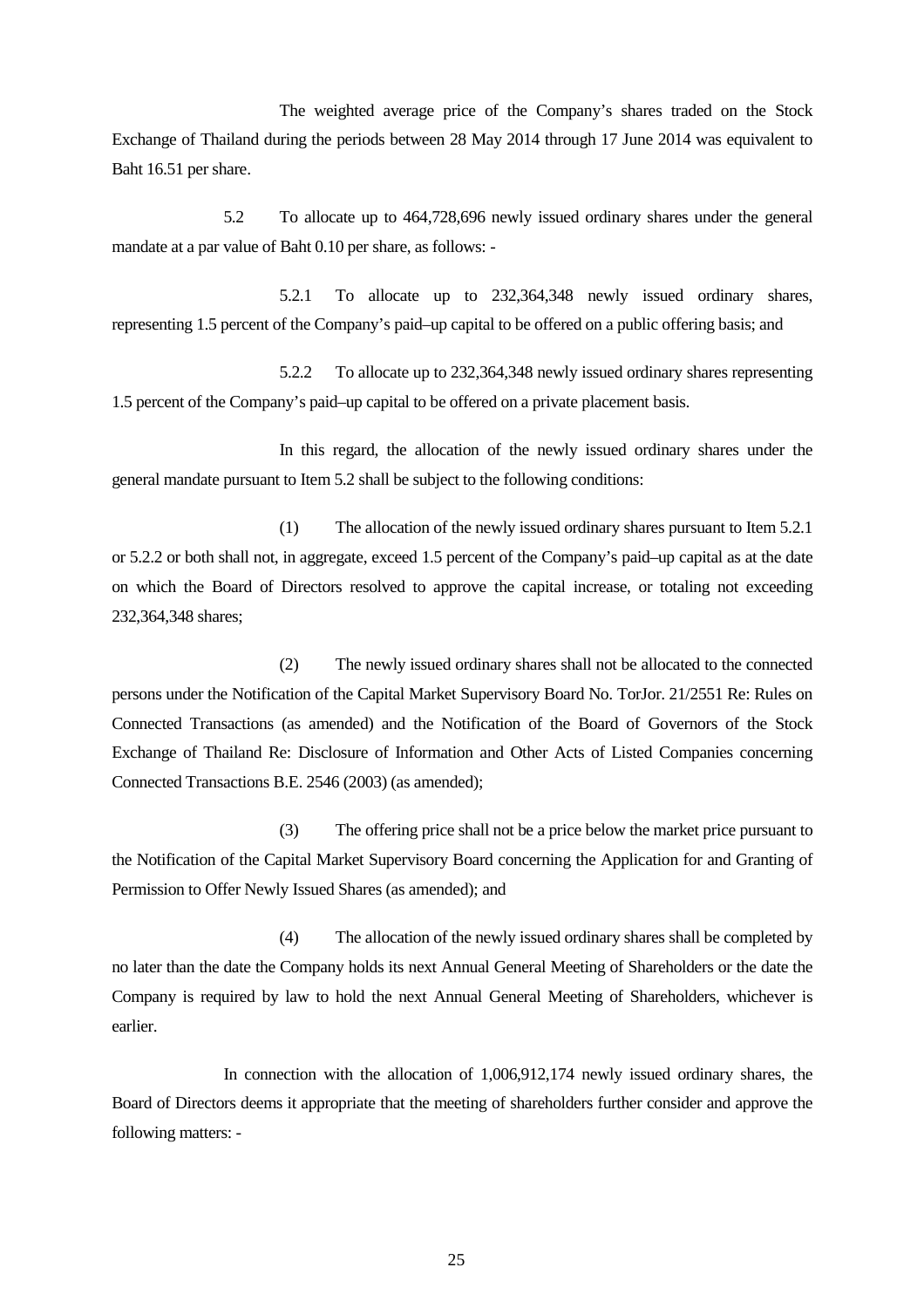The weighted average price of the Company's shares traded on the Stock Exchange of Thailand during the periods between 28 May 2014 through 17 June 2014 was equivalent to Baht 16.51 per share.

5.2 To allocate up to 464,728,696 newly issued ordinary shares under the general mandate at a par value of Baht 0.10 per share, as follows: -

5.2.1 To allocate up to 232,364,348 newly issued ordinary shares, representing 1.5 percent of the Company's paid–up capital to be offered on a public offering basis; and

5.2.2 To allocate up to 232,364,348 newly issued ordinary shares representing 1.5 percent of the Company's paid–up capital to be offered on a private placement basis.

In this regard, the allocation of the newly issued ordinary shares under the general mandate pursuant to Item 5.2 shall be subject to the following conditions:

(1) The allocation of the newly issued ordinary shares pursuant to Item 5.2.1 or 5.2.2 or both shall not, in aggregate, exceed 1.5 percent of the Company's paid–up capital as at the date on which the Board of Directors resolved to approve the capital increase, or totaling not exceeding 232,364,348 shares;

(2) The newly issued ordinary shares shall not be allocated to the connected persons under the Notification of the Capital Market Supervisory Board No. TorJor. 21/2551 Re: Rules on Connected Transactions (as amended) and the Notification of the Board of Governors of the Stock Exchange of Thailand Re: Disclosure of Information and Other Acts of Listed Companies concerning Connected Transactions B.E. 2546 (2003) (as amended);

(3) The offering price shall not be a price below the market price pursuant to the Notification of the Capital Market Supervisory Board concerning the Application for and Granting of Permission to Offer Newly Issued Shares (as amended); and

(4) The allocation of the newly issued ordinary shares shall be completed by no later than the date the Company holds its next Annual General Meeting of Shareholders or the date the Company is required by law to hold the next Annual General Meeting of Shareholders, whichever is earlier.

In connection with the allocation of 1,006,912,174 newly issued ordinary shares, the Board of Directors deems it appropriate that the meeting of shareholders further consider and approve the following matters: -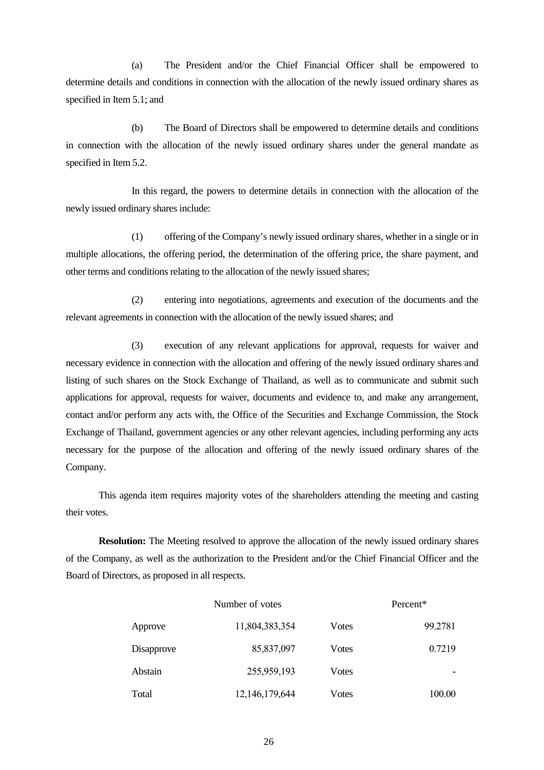(a) The President and/or the Chief Financial Officer shall be empowered to determine details and conditions in connection with the allocation of the newly issued ordinary shares as specified in Item 5.1; and

(b) The Board of Directors shall be empowered to determine details and conditions in connection with the allocation of the newly issued ordinary shares under the general mandate as specified in Item 5.2.

In this regard, the powers to determine details in connection with the allocation of the newly issued ordinary shares include:

(1) offering of the Company's newly issued ordinary shares, whether in a single or in multiple allocations, the offering period, the determination of the offering price, the share payment, and other terms and conditions relating to the allocation of the newly issued shares;

(2) entering into negotiations, agreements and execution of the documents and the relevant agreements in connection with the allocation of the newly issued shares; and

(3) execution of any relevant applications for approval, requests for waiver and necessary evidence in connection with the allocation and offering of the newly issued ordinary shares and listing of such shares on the Stock Exchange of Thailand, as well as to communicate and submit such applications for approval, requests for waiver, documents and evidence to, and make any arrangement, contact and/or perform any acts with, the Office of the Securities and Exchange Commission, the Stock Exchange of Thailand, government agencies or any other relevant agencies, including performing any acts necessary for the purpose of the allocation and offering of the newly issued ordinary shares of the Company.

This agenda item requires majority votes of the shareholders attending the meeting and casting their votes.

**Resolution:** The Meeting resolved to approve the allocation of the newly issued ordinary shares of the Company, as well as the authorization to the President and/or the Chief Financial Officer and the Board of Directors, as proposed in all respects.

| | Number of votes | | Percent* |
|---|---|---|---|
| Approve | 11,804,383,354 | Votes | 99.2781 |
| Disapprove | 85,837,097 | Votes | 0.7219 |
| Abstain | 255,959,193 | Votes | - |
| Total | 12,146,179,644 | Votes | 100.00 |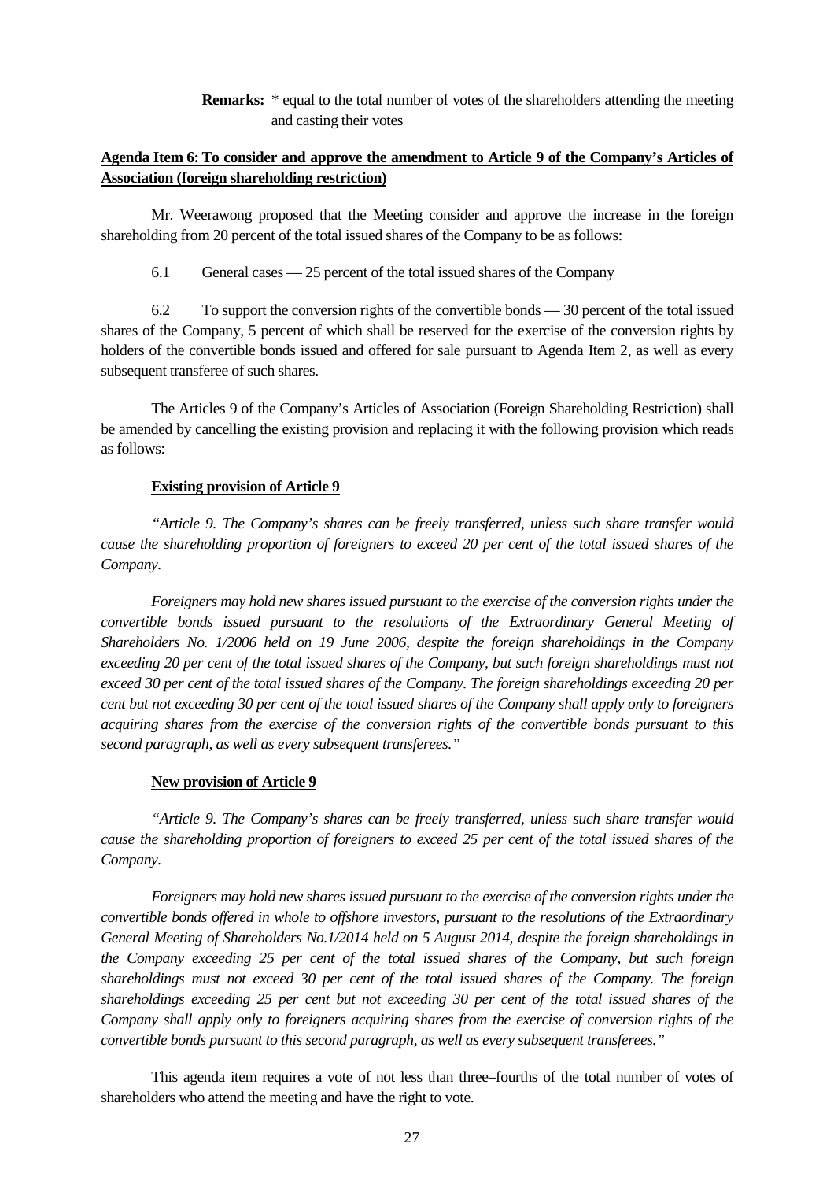**Remarks:** * equal to the total number of votes of the shareholders attending the meeting and casting their votes

**Agenda Item 6: To consider and approve the amendment to Article 9 of the Company's Articles of Association (foreign shareholding restriction)**

Mr. Weerawong proposed that the Meeting consider and approve the increase in the foreign shareholding from 20 percent of the total issued shares of the Company to be as follows:

6.1 General cases — 25 percent of the total issued shares of the Company

6.2 To support the conversion rights of the convertible bonds — 30 percent of the total issued shares of the Company, 5 percent of which shall be reserved for the exercise of the conversion rights by holders of the convertible bonds issued and offered for sale pursuant to Agenda Item 2, as well as every subsequent transferee of such shares.

The Articles 9 of the Company's Articles of Association (Foreign Shareholding Restriction) shall be amended by cancelling the existing provision and replacing it with the following provision which reads as follows:

**Existing provision of Article 9**

*"Article 9. The Company's shares can be freely transferred, unless such share transfer would cause the shareholding proportion of foreigners to exceed 20 per cent of the total issued shares of the Company.*

*Foreigners may hold new shares issued pursuant to the exercise of the conversion rights under the convertible bonds issued pursuant to the resolutions of the Extraordinary General Meeting of Shareholders No. 1/2006 held on 19 June 2006, despite the foreign shareholdings in the Company exceeding 20 per cent of the total issued shares of the Company, but such foreign shareholdings must not exceed 30 per cent of the total issued shares of the Company. The foreign shareholdings exceeding 20 per cent but not exceeding 30 per cent of the total issued shares of the Company shall apply only to foreigners acquiring shares from the exercise of the conversion rights of the convertible bonds pursuant to this second paragraph, as well as every subsequent transferees."*

**New provision of Article 9**

*"Article 9. The Company's shares can be freely transferred, unless such share transfer would cause the shareholding proportion of foreigners to exceed 25 per cent of the total issued shares of the Company.*

*Foreigners may hold new shares issued pursuant to the exercise of the conversion rights under the convertible bonds offered in whole to offshore investors, pursuant to the resolutions of the Extraordinary General Meeting of Shareholders No.1/2014 held on 5 August 2014, despite the foreign shareholdings in the Company exceeding 25 per cent of the total issued shares of the Company, but such foreign shareholdings must not exceed 30 per cent of the total issued shares of the Company. The foreign shareholdings exceeding 25 per cent but not exceeding 30 per cent of the total issued shares of the Company shall apply only to foreigners acquiring shares from the exercise of conversion rights of the convertible bonds pursuant to this second paragraph, as well as every subsequent transferees."*

This agenda item requires a vote of not less than three–fourths of the total number of votes of shareholders who attend the meeting and have the right to vote.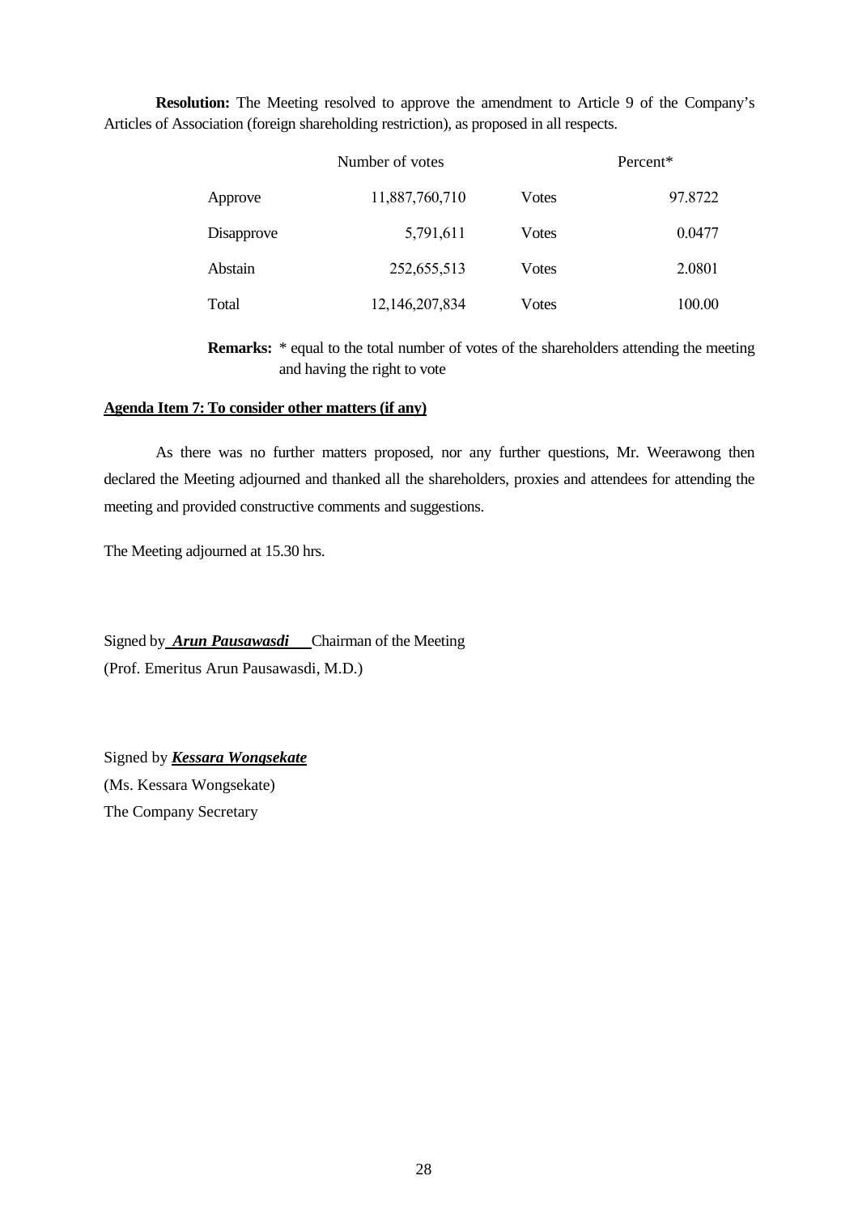**Resolution:** The Meeting resolved to approve the amendment to Article 9 of the Company's Articles of Association (foreign shareholding restriction), as proposed in all respects.

| | Number of votes | | Percent* |
|---|---|---|---|
| Approve | 11,887,760,710 | Votes | 97.8722 |
| Disapprove | 5,791,611 | Votes | 0.0477 |
| Abstain | 252,655,513 | Votes | 2.0801 |
| Total | 12,146,207,834 | Votes | 100.00 |

**Remarks:** * equal to the total number of votes of the shareholders attending the meeting and having the right to vote

**<u>Agenda Item 7: To consider other matters (if any)</u>**

As there was no further matters proposed, nor any further questions, Mr. Weerawong then declared the Meeting adjourned and thanked all the shareholders, proxies and attendees for attending the meeting and provided constructive comments and suggestions.

The Meeting adjourned at 15.30 hrs.

Signed by ***<u>Arun Pausawasdi</u>*** Chairman of the Meeting
(Prof. Emeritus Arun Pausawasdi, M.D.)

Signed by ***<u>Kessara Wongsekate</u>***
(Ms. Kessara Wongsekate)
The Company Secretary